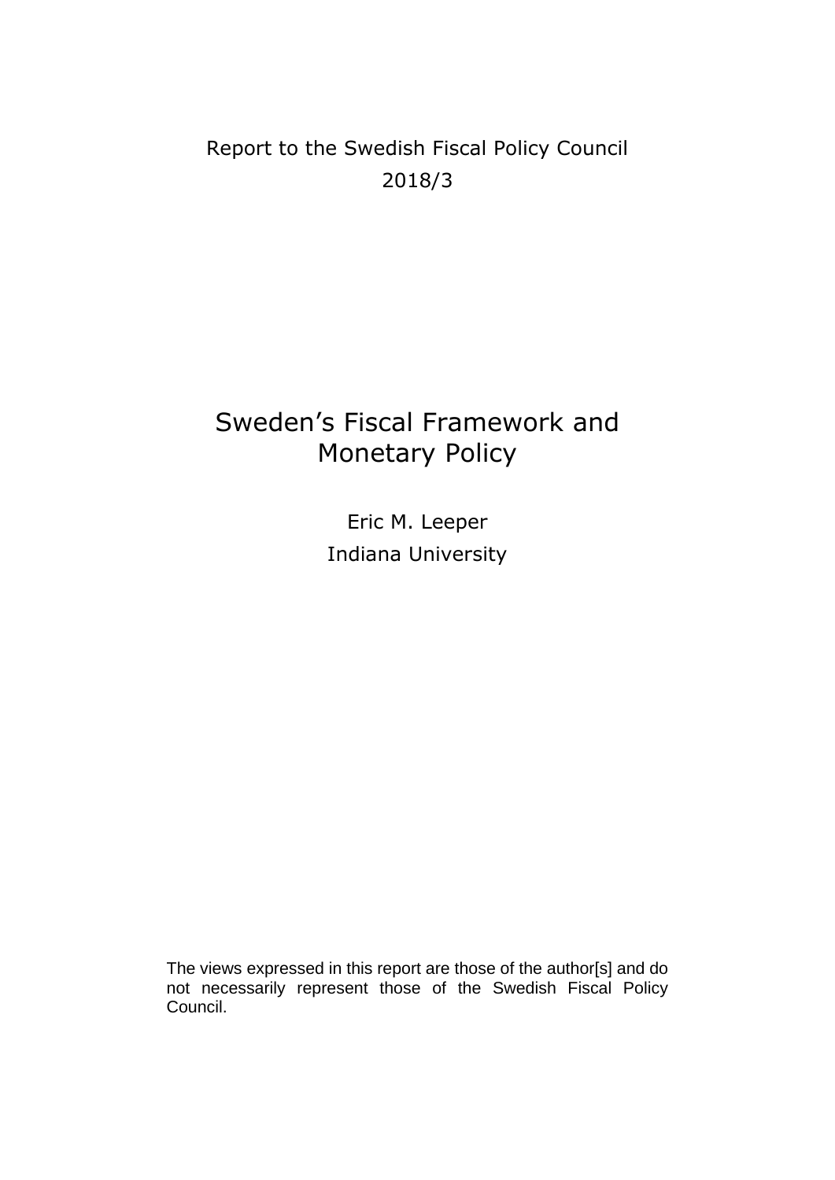Report to the Swedish Fiscal Policy Council
2018/3

# Sweden's Fiscal Framework and Monetary Policy

Eric M. Leeper
Indiana University

The views expressed in this report are those of the author[s] and do not necessarily represent those of the Swedish Fiscal Policy Council.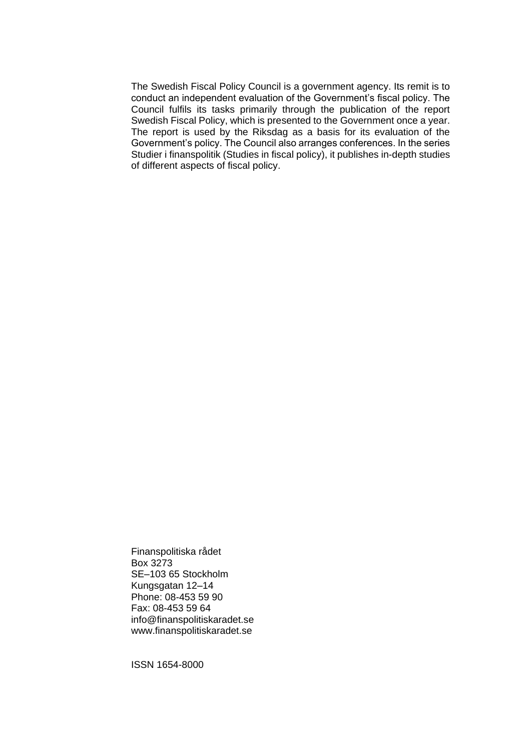The Swedish Fiscal Policy Council is a government agency. Its remit is to conduct an independent evaluation of the Government's fiscal policy. The Council fulfils its tasks primarily through the publication of the report Swedish Fiscal Policy, which is presented to the Government once a year. The report is used by the Riksdag as a basis for its evaluation of the Government's policy. The Council also arranges conferences. In the series Studier i finanspolitik (Studies in fiscal policy), it publishes in-depth studies of different aspects of fiscal policy.

Finanspolitiska rådet  
Box 3273  
SE–103 65 Stockholm  
Kungsgatan 12–14  
Phone: 08-453 59 90  
Fax: 08-453 59 64  
info@finanspolitiskaradet.se  
www.finanspolitiskaradet.se

ISSN 1654-8000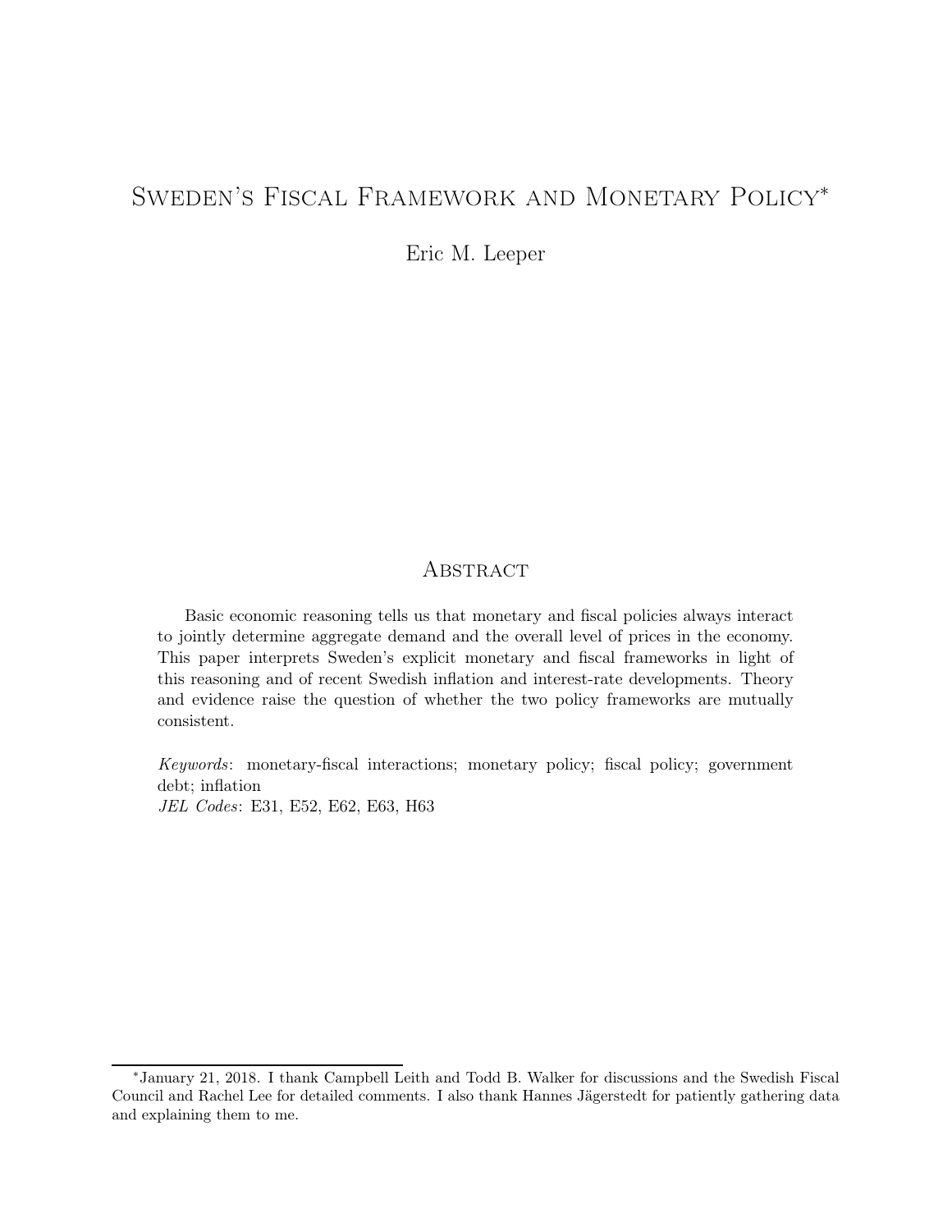# Sweden's Fiscal Framework and Monetary Policy*

Eric M. Leeper

## Abstract

Basic economic reasoning tells us that monetary and fiscal policies always interact to jointly determine aggregate demand and the overall level of prices in the economy. This paper interprets Sweden's explicit monetary and fiscal frameworks in light of this reasoning and of recent Swedish inflation and interest-rate developments. Theory and evidence raise the question of whether the two policy frameworks are mutually consistent.

*Keywords*: monetary-fiscal interactions; monetary policy; fiscal policy; government debt; inflation
*JEL Codes*: E31, E52, E62, E63, H63

---

*January 21, 2018. I thank Campbell Leith and Todd B. Walker for discussions and the Swedish Fiscal Council and Rachel Lee for detailed comments. I also thank Hannes Jägerstedt for patiently gathering data and explaining them to me.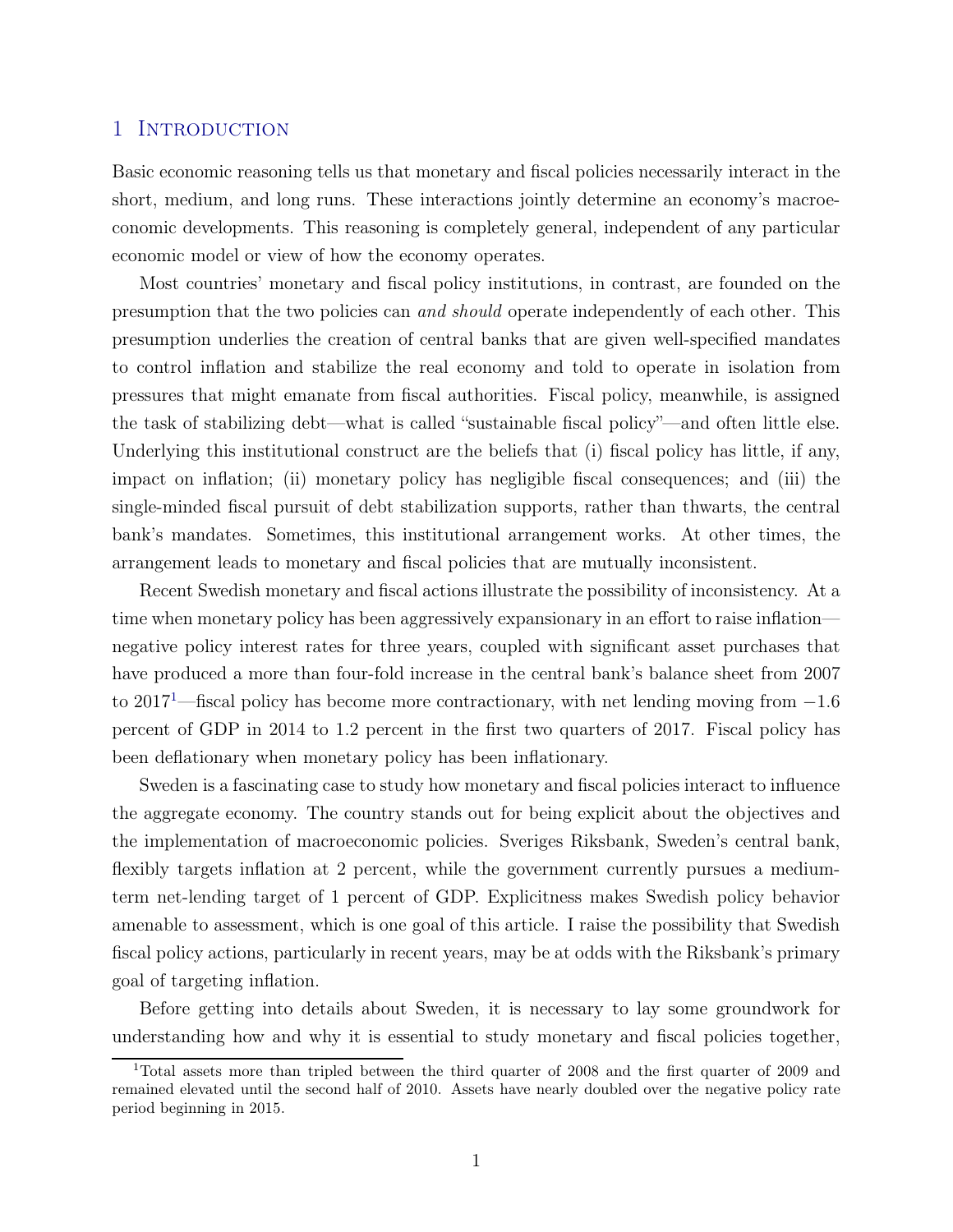# 1 Introduction

Basic economic reasoning tells us that monetary and fiscal policies necessarily interact in the short, medium, and long runs. These interactions jointly determine an economy's macroeconomic developments. This reasoning is completely general, independent of any particular economic model or view of how the economy operates.

Most countries' monetary and fiscal policy institutions, in contrast, are founded on the presumption that the two policies can *and should* operate independently of each other. This presumption underlies the creation of central banks that are given well-specified mandates to control inflation and stabilize the real economy and told to operate in isolation from pressures that might emanate from fiscal authorities. Fiscal policy, meanwhile, is assigned the task of stabilizing debt—what is called "sustainable fiscal policy"—and often little else. Underlying this institutional construct are the beliefs that (i) fiscal policy has little, if any, impact on inflation; (ii) monetary policy has negligible fiscal consequences; and (iii) the single-minded fiscal pursuit of debt stabilization supports, rather than thwarts, the central bank's mandates. Sometimes, this institutional arrangement works. At other times, the arrangement leads to monetary and fiscal policies that are mutually inconsistent.

Recent Swedish monetary and fiscal actions illustrate the possibility of inconsistency. At a time when monetary policy has been aggressively expansionary in an effort to raise inflation—negative policy interest rates for three years, coupled with significant asset purchases that have produced a more than four-fold increase in the central bank's balance sheet from 2007 to 2017[1]—fiscal policy has become more contractionary, with net lending moving from −1.6 percent of GDP in 2014 to 1.2 percent in the first two quarters of 2017. Fiscal policy has been deflationary when monetary policy has been inflationary.

Sweden is a fascinating case to study how monetary and fiscal policies interact to influence the aggregate economy. The country stands out for being explicit about the objectives and the implementation of macroeconomic policies. Sveriges Riksbank, Sweden's central bank, flexibly targets inflation at 2 percent, while the government currently pursues a medium-term net-lending target of 1 percent of GDP. Explicitness makes Swedish policy behavior amenable to assessment, which is one goal of this article. I raise the possibility that Swedish fiscal policy actions, particularly in recent years, may be at odds with the Riksbank's primary goal of targeting inflation.

Before getting into details about Sweden, it is necessary to lay some groundwork for understanding how and why it is essential to study monetary and fiscal policies together,

[1] Total assets more than tripled between the third quarter of 2008 and the first quarter of 2009 and remained elevated until the second half of 2010. Assets have nearly doubled over the negative policy rate period beginning in 2015.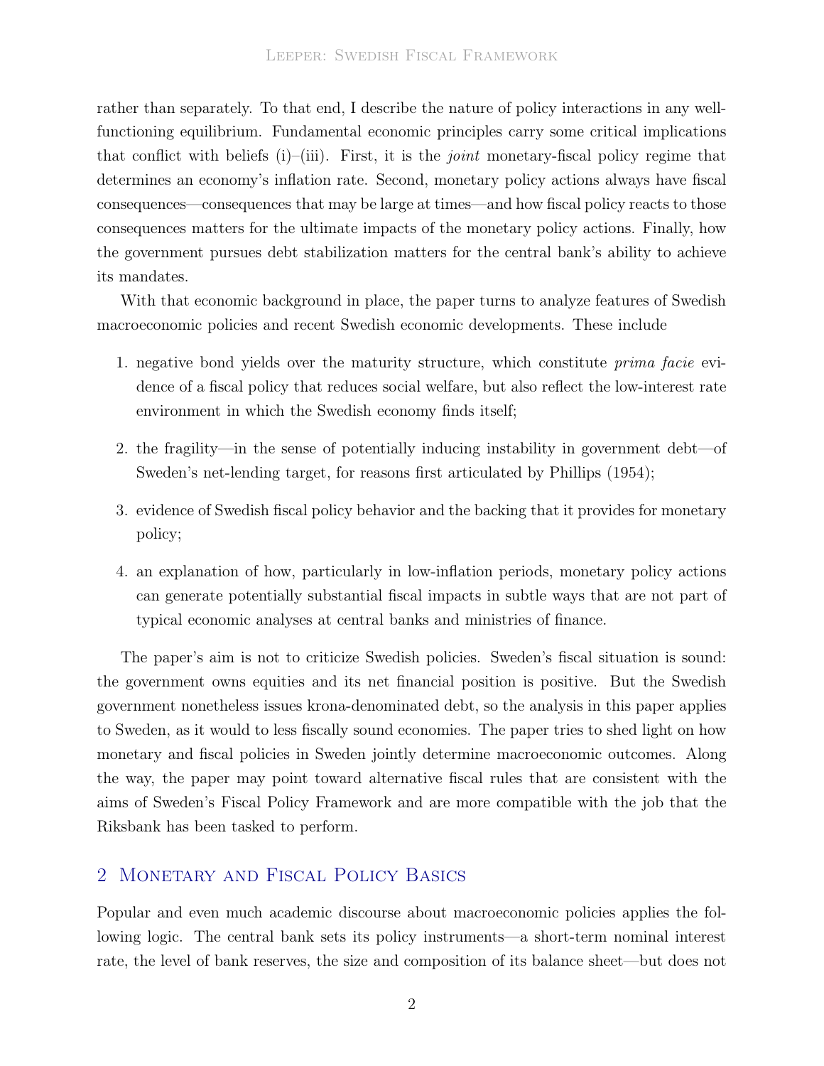rather than separately. To that end, I describe the nature of policy interactions in any well-functioning equilibrium. Fundamental economic principles carry some critical implications that conflict with beliefs (i)–(iii). First, it is the *joint* monetary-fiscal policy regime that determines an economy's inflation rate. Second, monetary policy actions always have fiscal consequences—consequences that may be large at times—and how fiscal policy reacts to those consequences matters for the ultimate impacts of the monetary policy actions. Finally, how the government pursues debt stabilization matters for the central bank's ability to achieve its mandates.

With that economic background in place, the paper turns to analyze features of Swedish macroeconomic policies and recent Swedish economic developments. These include

1. negative bond yields over the maturity structure, which constitute *prima facie* evidence of a fiscal policy that reduces social welfare, but also reflect the low-interest rate environment in which the Swedish economy finds itself;

2. the fragility—in the sense of potentially inducing instability in government debt—of Sweden's net-lending target, for reasons first articulated by Phillips (1954);

3. evidence of Swedish fiscal policy behavior and the backing that it provides for monetary policy;

4. an explanation of how, particularly in low-inflation periods, monetary policy actions can generate potentially substantial fiscal impacts in subtle ways that are not part of typical economic analyses at central banks and ministries of finance.

The paper's aim is not to criticize Swedish policies. Sweden's fiscal situation is sound: the government owns equities and its net financial position is positive. But the Swedish government nonetheless issues krona-denominated debt, so the analysis in this paper applies to Sweden, as it would to less fiscally sound economies. The paper tries to shed light on how monetary and fiscal policies in Sweden jointly determine macroeconomic outcomes. Along the way, the paper may point toward alternative fiscal rules that are consistent with the aims of Sweden's Fiscal Policy Framework and are more compatible with the job that the Riksbank has been tasked to perform.

## 2 Monetary and Fiscal Policy Basics

Popular and even much academic discourse about macroeconomic policies applies the following logic. The central bank sets its policy instruments—a short-term nominal interest rate, the level of bank reserves, the size and composition of its balance sheet—but does not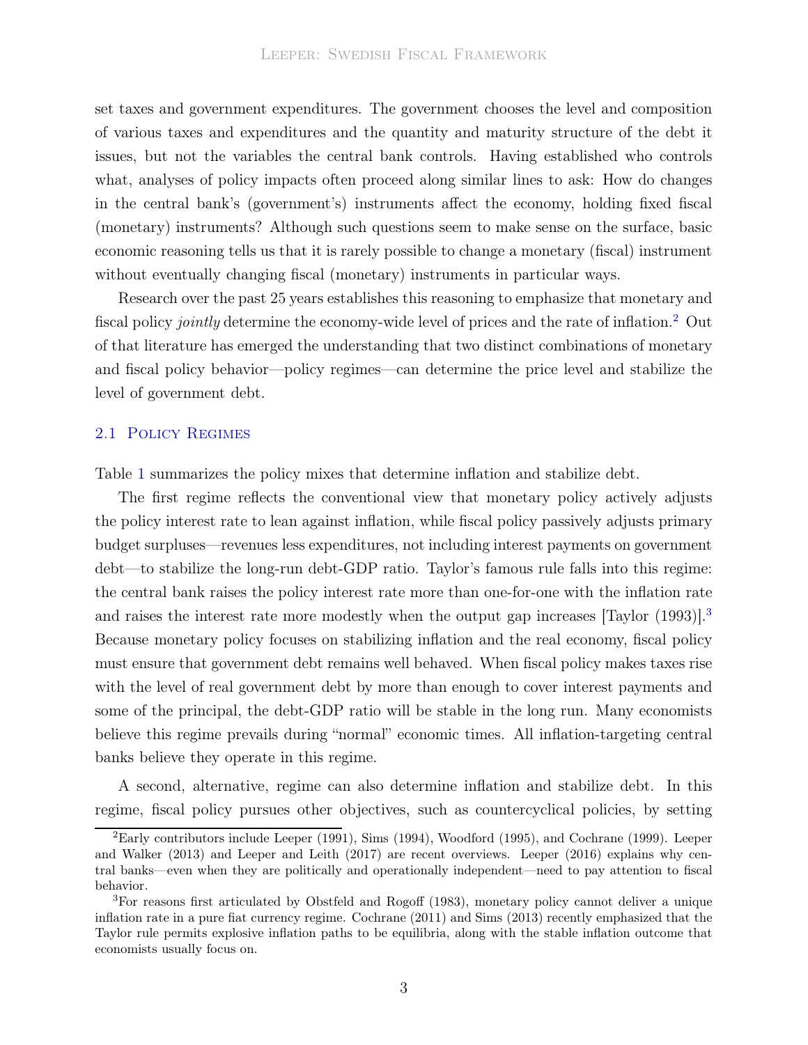set taxes and government expenditures. The government chooses the level and composition of various taxes and expenditures and the quantity and maturity structure of the debt it issues, but not the variables the central bank controls. Having established who controls what, analyses of policy impacts often proceed along similar lines to ask: How do changes in the central bank's (government's) instruments affect the economy, holding fixed fiscal (monetary) instruments? Although such questions seem to make sense on the surface, basic economic reasoning tells us that it is rarely possible to change a monetary (fiscal) instrument without eventually changing fiscal (monetary) instruments in particular ways.

Research over the past 25 years establishes this reasoning to emphasize that monetary and fiscal policy *jointly* determine the economy-wide level of prices and the rate of inflation.[2] Out of that literature has emerged the understanding that two distinct combinations of monetary and fiscal policy behavior—policy regimes—can determine the price level and stabilize the level of government debt.

## 2.1 Policy Regimes

Table 1 summarizes the policy mixes that determine inflation and stabilize debt.

The first regime reflects the conventional view that monetary policy actively adjusts the policy interest rate to lean against inflation, while fiscal policy passively adjusts primary budget surpluses—revenues less expenditures, not including interest payments on government debt—to stabilize the long-run debt-GDP ratio. Taylor's famous rule falls into this regime: the central bank raises the policy interest rate more than one-for-one with the inflation rate and raises the interest rate more modestly when the output gap increases [Taylor (1993)].[3] Because monetary policy focuses on stabilizing inflation and the real economy, fiscal policy must ensure that government debt remains well behaved. When fiscal policy makes taxes rise with the level of real government debt by more than enough to cover interest payments and some of the principal, the debt-GDP ratio will be stable in the long run. Many economists believe this regime prevails during "normal" economic times. All inflation-targeting central banks believe they operate in this regime.

A second, alternative, regime can also determine inflation and stabilize debt. In this regime, fiscal policy pursues other objectives, such as countercyclical policies, by setting

[2] Early contributors include Leeper (1991), Sims (1994), Woodford (1995), and Cochrane (1999). Leeper and Walker (2013) and Leeper and Leith (2017) are recent overviews. Leeper (2016) explains why central banks—even when they are politically and operationally independent—need to pay attention to fiscal behavior.

[3] For reasons first articulated by Obstfeld and Rogoff (1983), monetary policy cannot deliver a unique inflation rate in a pure fiat currency regime. Cochrane (2011) and Sims (2013) recently emphasized that the Taylor rule permits explosive inflation paths to be equilibria, along with the stable inflation outcome that economists usually focus on.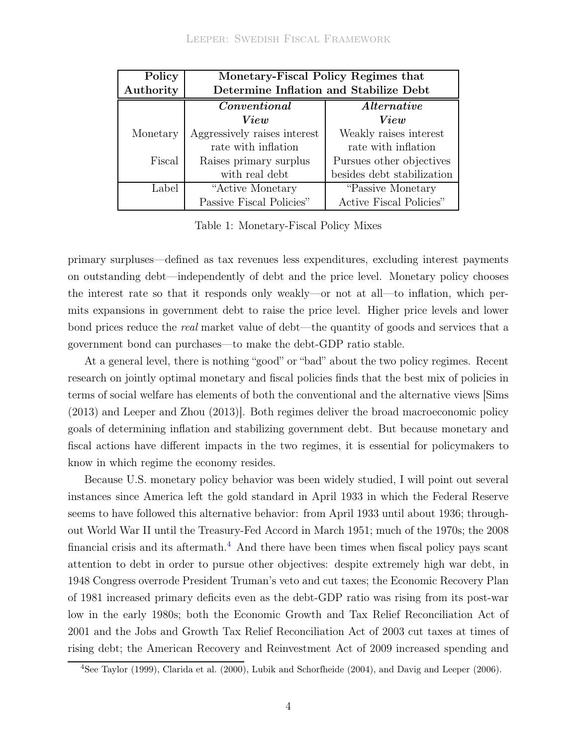| Policy Authority | Monetary-Fiscal Policy Regimes that Determine Inflation and Stabilize Debt | |
|---|---|---|
| | ***Conventional View*** | ***Alternative View*** |
| Monetary | Aggressively raises interest rate with inflation | Weakly raises interest rate with inflation |
| Fiscal | Raises primary surplus with real debt | Pursues other objectives besides debt stabilization |
| Label | "Active Monetary Passive Fiscal Policies" | "Passive Monetary Active Fiscal Policies" |

Table 1: Monetary-Fiscal Policy Mixes

primary surpluses—defined as tax revenues less expenditures, excluding interest payments on outstanding debt—independently of debt and the price level. Monetary policy chooses the interest rate so that it responds only weakly—or not at all—to inflation, which permits expansions in government debt to raise the price level. Higher price levels and lower bond prices reduce the *real* market value of debt—the quantity of goods and services that a government bond can purchases—to make the debt-GDP ratio stable.

At a general level, there is nothing "good" or "bad" about the two policy regimes. Recent research on jointly optimal monetary and fiscal policies finds that the best mix of policies in terms of social welfare has elements of both the conventional and the alternative views [Sims (2013) and Leeper and Zhou (2013)]. Both regimes deliver the broad macroeconomic policy goals of determining inflation and stabilizing government debt. But because monetary and fiscal actions have different impacts in the two regimes, it is essential for policymakers to know in which regime the economy resides.

Because U.S. monetary policy behavior was been widely studied, I will point out several instances since America left the gold standard in April 1933 in which the Federal Reserve seems to have followed this alternative behavior: from April 1933 until about 1936; throughout World War II until the Treasury-Fed Accord in March 1951; much of the 1970s; the 2008 financial crisis and its aftermath.[4] And there have been times when fiscal policy pays scant attention to debt in order to pursue other objectives: despite extremely high war debt, in 1948 Congress overrode President Truman's veto and cut taxes; the Economic Recovery Plan of 1981 increased primary deficits even as the debt-GDP ratio was rising from its post-war low in the early 1980s; both the Economic Growth and Tax Relief Reconciliation Act of 2001 and the Jobs and Growth Tax Relief Reconciliation Act of 2003 cut taxes at times of rising debt; the American Recovery and Reinvestment Act of 2009 increased spending and

[4] See Taylor (1999), Clarida et al. (2000), Lubik and Schorfheide (2004), and Davig and Leeper (2006).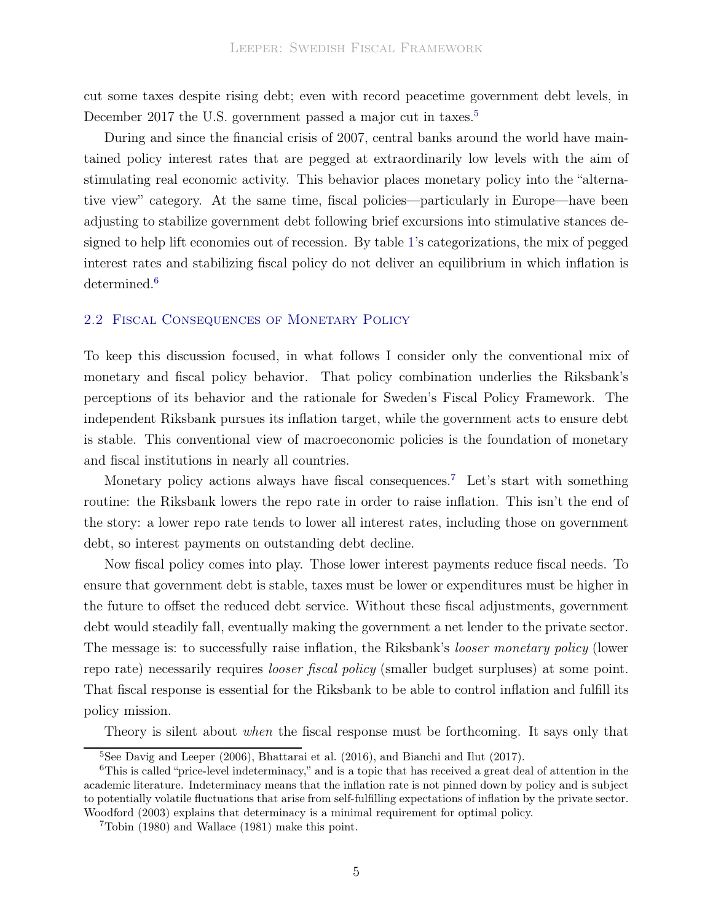cut some taxes despite rising debt; even with record peacetime government debt levels, in December 2017 the U.S. government passed a major cut in taxes.[5]

During and since the financial crisis of 2007, central banks around the world have maintained policy interest rates that are pegged at extraordinarily low levels with the aim of stimulating real economic activity. This behavior places monetary policy into the "alternative view" category. At the same time, fiscal policies—particularly in Europe—have been adjusting to stabilize government debt following brief excursions into stimulative stances designed to help lift economies out of recession. By table 1's categorizations, the mix of pegged interest rates and stabilizing fiscal policy do not deliver an equilibrium in which inflation is determined.[6]

### 2.2 Fiscal Consequences of Monetary Policy

To keep this discussion focused, in what follows I consider only the conventional mix of monetary and fiscal policy behavior. That policy combination underlies the Riksbank's perceptions of its behavior and the rationale for Sweden's Fiscal Policy Framework. The independent Riksbank pursues its inflation target, while the government acts to ensure debt is stable. This conventional view of macroeconomic policies is the foundation of monetary and fiscal institutions in nearly all countries.

Monetary policy actions always have fiscal consequences.[7] Let's start with something routine: the Riksbank lowers the repo rate in order to raise inflation. This isn't the end of the story: a lower repo rate tends to lower all interest rates, including those on government debt, so interest payments on outstanding debt decline.

Now fiscal policy comes into play. Those lower interest payments reduce fiscal needs. To ensure that government debt is stable, taxes must be lower or expenditures must be higher in the future to offset the reduced debt service. Without these fiscal adjustments, government debt would steadily fall, eventually making the government a net lender to the private sector. The message is: to successfully raise inflation, the Riksbank's *looser monetary policy* (lower repo rate) necessarily requires *looser fiscal policy* (smaller budget surpluses) at some point. That fiscal response is essential for the Riksbank to be able to control inflation and fulfill its policy mission.

Theory is silent about *when* the fiscal response must be forthcoming. It says only that

---

[5] See Davig and Leeper (2006), Bhattarai et al. (2016), and Bianchi and Ilut (2017).

[6] This is called "price-level indeterminacy," and is a topic that has received a great deal of attention in the academic literature. Indeterminacy means that the inflation rate is not pinned down by policy and is subject to potentially volatile fluctuations that arise from self-fulfilling expectations of inflation by the private sector. Woodford (2003) explains that determinacy is a minimal requirement for optimal policy.

[7] Tobin (1980) and Wallace (1981) make this point.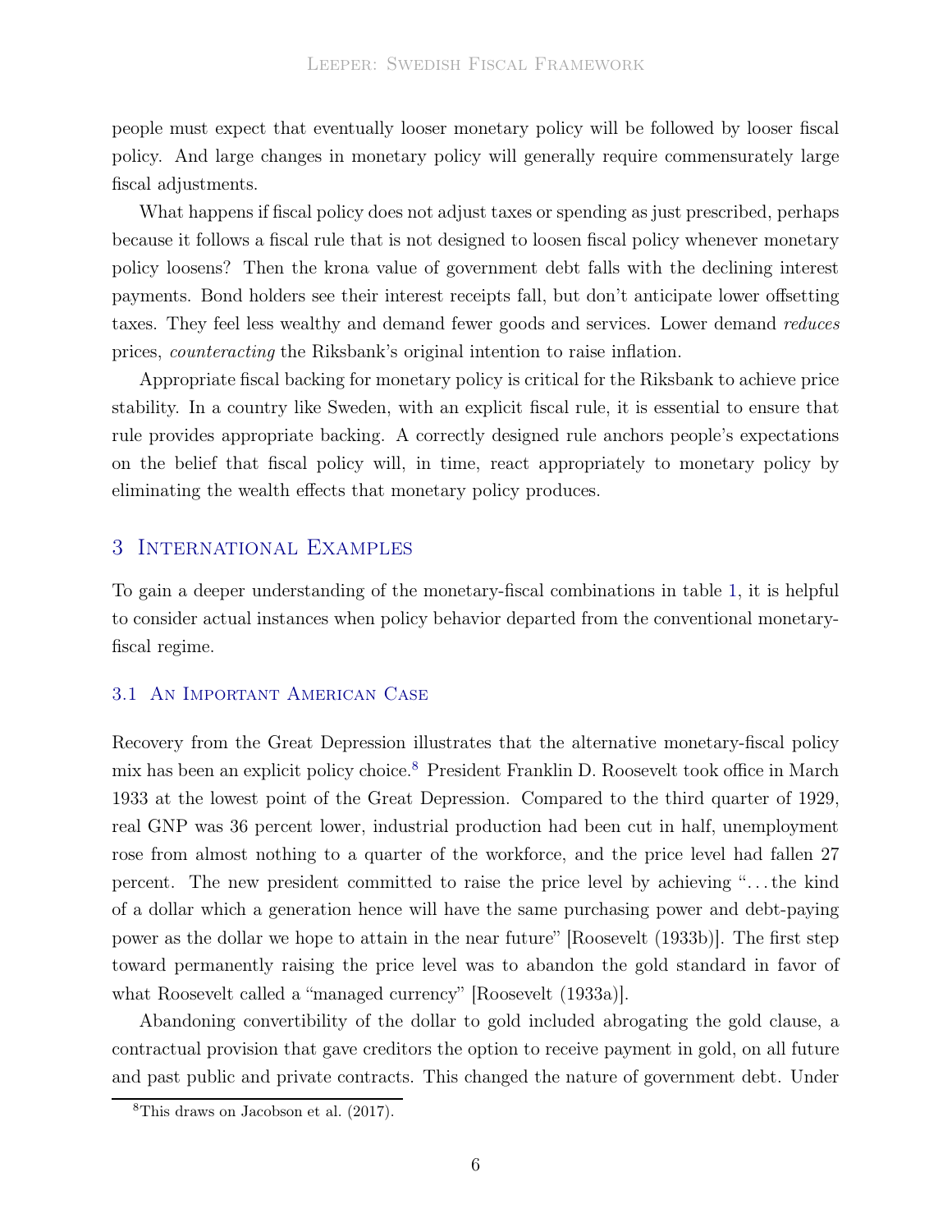people must expect that eventually looser monetary policy will be followed by looser fiscal policy. And large changes in monetary policy will generally require commensurately large fiscal adjustments.

What happens if fiscal policy does not adjust taxes or spending as just prescribed, perhaps because it follows a fiscal rule that is not designed to loosen fiscal policy whenever monetary policy loosens? Then the krona value of government debt falls with the declining interest payments. Bond holders see their interest receipts fall, but don't anticipate lower offsetting taxes. They feel less wealthy and demand fewer goods and services. Lower demand *reduces* prices, *counteracting* the Riksbank's original intention to raise inflation.

Appropriate fiscal backing for monetary policy is critical for the Riksbank to achieve price stability. In a country like Sweden, with an explicit fiscal rule, it is essential to ensure that rule provides appropriate backing. A correctly designed rule anchors people's expectations on the belief that fiscal policy will, in time, react appropriately to monetary policy by eliminating the wealth effects that monetary policy produces.

## 3 International Examples

To gain a deeper understanding of the monetary-fiscal combinations in table 1, it is helpful to consider actual instances when policy behavior departed from the conventional monetary-fiscal regime.

### 3.1 An Important American Case

Recovery from the Great Depression illustrates that the alternative monetary-fiscal policy mix has been an explicit policy choice.[8] President Franklin D. Roosevelt took office in March 1933 at the lowest point of the Great Depression. Compared to the third quarter of 1929, real GNP was 36 percent lower, industrial production had been cut in half, unemployment rose from almost nothing to a quarter of the workforce, and the price level had fallen 27 percent. The new president committed to raise the price level by achieving "...the kind of a dollar which a generation hence will have the same purchasing power and debt-paying power as the dollar we hope to attain in the near future" [Roosevelt (1933b)]. The first step toward permanently raising the price level was to abandon the gold standard in favor of what Roosevelt called a "managed currency" [Roosevelt (1933a)].

Abandoning convertibility of the dollar to gold included abrogating the gold clause, a contractual provision that gave creditors the option to receive payment in gold, on all future and past public and private contracts. This changed the nature of government debt. Under

[8] This draws on Jacobson et al. (2017).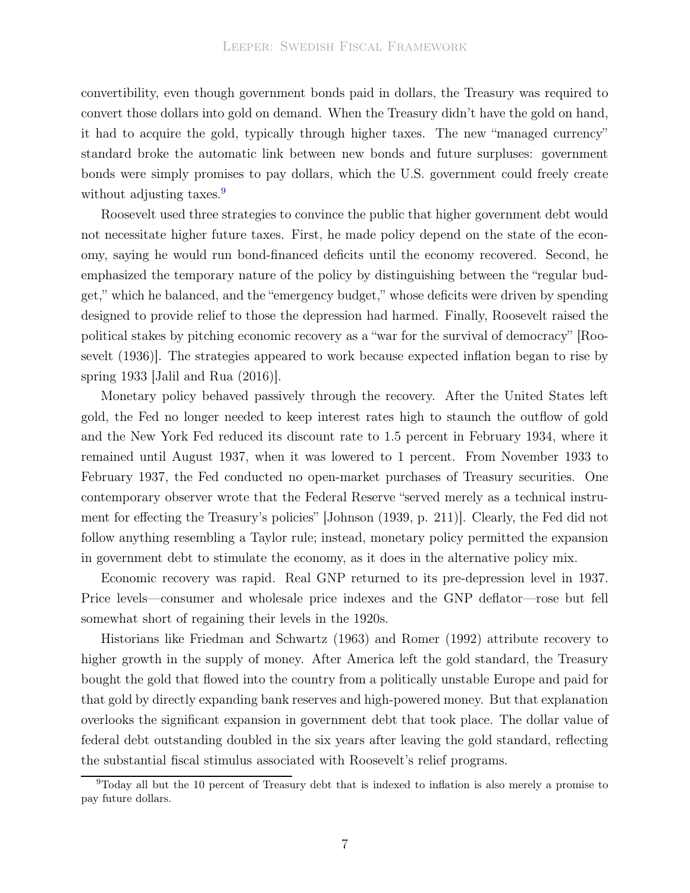convertibility, even though government bonds paid in dollars, the Treasury was required to convert those dollars into gold on demand. When the Treasury didn't have the gold on hand, it had to acquire the gold, typically through higher taxes. The new "managed currency" standard broke the automatic link between new bonds and future surpluses: government bonds were simply promises to pay dollars, which the U.S. government could freely create without adjusting taxes.[9]

Roosevelt used three strategies to convince the public that higher government debt would not necessitate higher future taxes. First, he made policy depend on the state of the economy, saying he would run bond-financed deficits until the economy recovered. Second, he emphasized the temporary nature of the policy by distinguishing between the "regular budget," which he balanced, and the "emergency budget," whose deficits were driven by spending designed to provide relief to those the depression had harmed. Finally, Roosevelt raised the political stakes by pitching economic recovery as a "war for the survival of democracy" [Roosevelt (1936)]. The strategies appeared to work because expected inflation began to rise by spring 1933 [Jalil and Rua (2016)].

Monetary policy behaved passively through the recovery. After the United States left gold, the Fed no longer needed to keep interest rates high to staunch the outflow of gold and the New York Fed reduced its discount rate to 1.5 percent in February 1934, where it remained until August 1937, when it was lowered to 1 percent. From November 1933 to February 1937, the Fed conducted no open-market purchases of Treasury securities. One contemporary observer wrote that the Federal Reserve "served merely as a technical instrument for effecting the Treasury's policies" [Johnson (1939, p. 211)]. Clearly, the Fed did not follow anything resembling a Taylor rule; instead, monetary policy permitted the expansion in government debt to stimulate the economy, as it does in the alternative policy mix.

Economic recovery was rapid. Real GNP returned to its pre-depression level in 1937. Price levels—consumer and wholesale price indexes and the GNP deflator—rose but fell somewhat short of regaining their levels in the 1920s.

Historians like Friedman and Schwartz (1963) and Romer (1992) attribute recovery to higher growth in the supply of money. After America left the gold standard, the Treasury bought the gold that flowed into the country from a politically unstable Europe and paid for that gold by directly expanding bank reserves and high-powered money. But that explanation overlooks the significant expansion in government debt that took place. The dollar value of federal debt outstanding doubled in the six years after leaving the gold standard, reflecting the substantial fiscal stimulus associated with Roosevelt's relief programs.

[9] Today all but the 10 percent of Treasury debt that is indexed to inflation is also merely a promise to pay future dollars.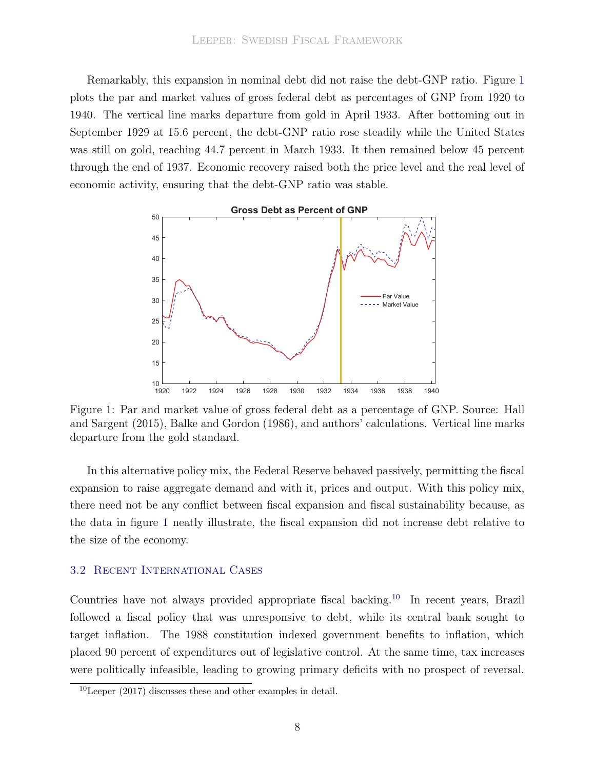Remarkably, this expansion in nominal debt did not raise the debt-GNP ratio. Figure 1 plots the par and market values of gross federal debt as percentages of GNP from 1920 to 1940. The vertical line marks departure from gold in April 1933. After bottoming out in September 1929 at 15.6 percent, the debt-GNP ratio rose steadily while the United States was still on gold, reaching 44.7 percent in March 1933. It then remained below 45 percent through the end of 1937. Economic recovery raised both the price level and the real level of economic activity, ensuring that the debt-GNP ratio was stable.

Figure 1: Par and market value of gross federal debt as a percentage of GNP. Source: Hall and Sargent (2015), Balke and Gordon (1986), and authors' calculations. Vertical line marks departure from the gold standard.

In this alternative policy mix, the Federal Reserve behaved passively, permitting the fiscal expansion to raise aggregate demand and with it, prices and output. With this policy mix, there need not be any conflict between fiscal expansion and fiscal sustainability because, as the data in figure 1 neatly illustrate, the fiscal expansion did not increase debt relative to the size of the economy.

### 3.2 Recent International Cases

Countries have not always provided appropriate fiscal backing.[10] In recent years, Brazil followed a fiscal policy that was unresponsive to debt, while its central bank sought to target inflation. The 1988 constitution indexed government benefits to inflation, which placed 90 percent of expenditures out of legislative control. At the same time, tax increases were politically infeasible, leading to growing primary deficits with no prospect of reversal.

[10] Leeper (2017) discusses these and other examples in detail.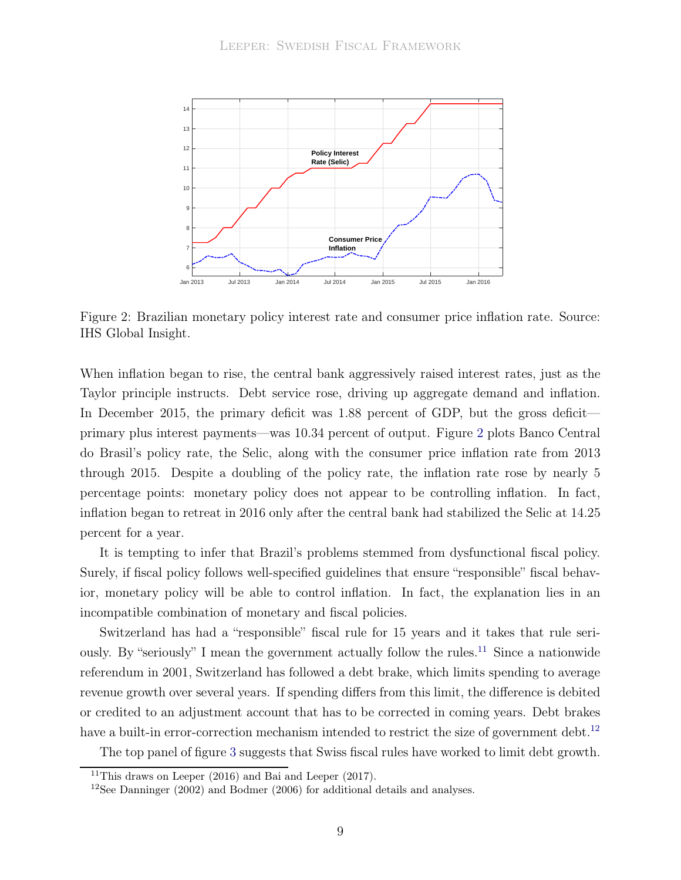Figure 2: Brazilian monetary policy interest rate and consumer price inflation rate. Source: IHS Global Insight.

When inflation began to rise, the central bank aggressively raised interest rates, just as the Taylor principle instructs. Debt service rose, driving up aggregate demand and inflation. In December 2015, the primary deficit was 1.88 percent of GDP, but the gross deficit—primary plus interest payments—was 10.34 percent of output. Figure 2 plots Banco Central do Brasil's policy rate, the Selic, along with the consumer price inflation rate from 2013 through 2015. Despite a doubling of the policy rate, the inflation rate rose by nearly 5 percentage points: monetary policy does not appear to be controlling inflation. In fact, inflation began to retreat in 2016 only after the central bank had stabilized the Selic at 14.25 percent for a year.

It is tempting to infer that Brazil's problems stemmed from dysfunctional fiscal policy. Surely, if fiscal policy follows well-specified guidelines that ensure "responsible" fiscal behavior, monetary policy will be able to control inflation. In fact, the explanation lies in an incompatible combination of monetary and fiscal policies.

Switzerland has had a "responsible" fiscal rule for 15 years and it takes that rule seriously. By "seriously" I mean the government actually follow the rules.[11] Since a nationwide referendum in 2001, Switzerland has followed a debt brake, which limits spending to average revenue growth over several years. If spending differs from this limit, the difference is debited or credited to an adjustment account that has to be corrected in coming years. Debt brakes have a built-in error-correction mechanism intended to restrict the size of government debt.[12]

The top panel of figure 3 suggests that Swiss fiscal rules have worked to limit debt growth.

[11] This draws on Leeper (2016) and Bai and Leeper (2017).

[12] See Danninger (2002) and Bodmer (2006) for additional details and analyses.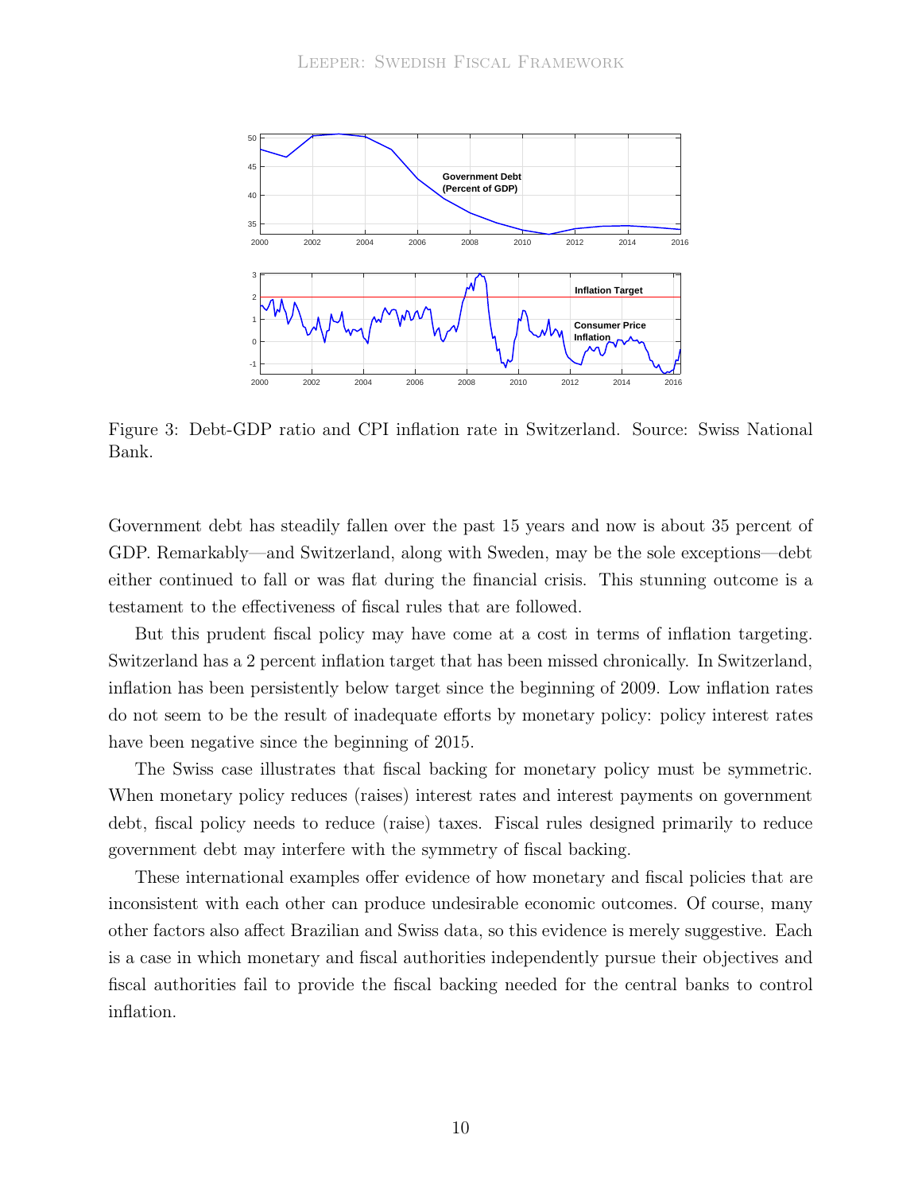Figure 3: Debt-GDP ratio and CPI inflation rate in Switzerland. Source: Swiss National Bank.

Government debt has steadily fallen over the past 15 years and now is about 35 percent of GDP. Remarkably—and Switzerland, along with Sweden, may be the sole exceptions—debt either continued to fall or was flat during the financial crisis. This stunning outcome is a testament to the effectiveness of fiscal rules that are followed.

But this prudent fiscal policy may have come at a cost in terms of inflation targeting. Switzerland has a 2 percent inflation target that has been missed chronically. In Switzerland, inflation has been persistently below target since the beginning of 2009. Low inflation rates do not seem to be the result of inadequate efforts by monetary policy: policy interest rates have been negative since the beginning of 2015.

The Swiss case illustrates that fiscal backing for monetary policy must be symmetric. When monetary policy reduces (raises) interest rates and interest payments on government debt, fiscal policy needs to reduce (raise) taxes. Fiscal rules designed primarily to reduce government debt may interfere with the symmetry of fiscal backing.

These international examples offer evidence of how monetary and fiscal policies that are inconsistent with each other can produce undesirable economic outcomes. Of course, many other factors also affect Brazilian and Swiss data, so this evidence is merely suggestive. Each is a case in which monetary and fiscal authorities independently pursue their objectives and fiscal authorities fail to provide the fiscal backing needed for the central banks to control inflation.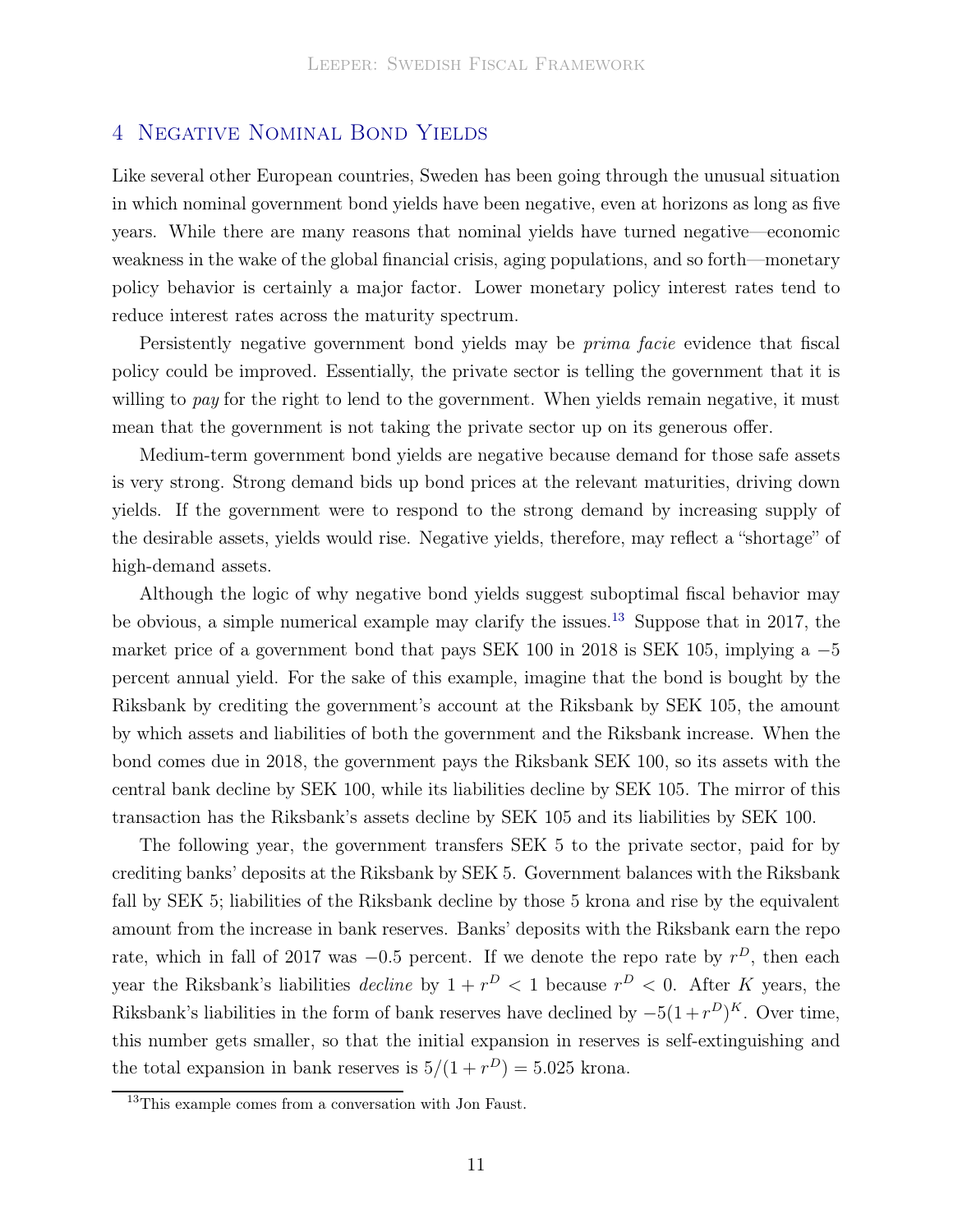## 4 Negative Nominal Bond Yields

Like several other European countries, Sweden has been going through the unusual situation in which nominal government bond yields have been negative, even at horizons as long as five years. While there are many reasons that nominal yields have turned negative—economic weakness in the wake of the global financial crisis, aging populations, and so forth—monetary policy behavior is certainly a major factor. Lower monetary policy interest rates tend to reduce interest rates across the maturity spectrum.

Persistently negative government bond yields may be *prima facie* evidence that fiscal policy could be improved. Essentially, the private sector is telling the government that it is willing to *pay* for the right to lend to the government. When yields remain negative, it must mean that the government is not taking the private sector up on its generous offer.

Medium-term government bond yields are negative because demand for those safe assets is very strong. Strong demand bids up bond prices at the relevant maturities, driving down yields. If the government were to respond to the strong demand by increasing supply of the desirable assets, yields would rise. Negative yields, therefore, may reflect a "shortage" of high-demand assets.

Although the logic of why negative bond yields suggest suboptimal fiscal behavior may be obvious, a simple numerical example may clarify the issues.[13] Suppose that in 2017, the market price of a government bond that pays SEK 100 in 2018 is SEK 105, implying a $-5$ percent annual yield. For the sake of this example, imagine that the bond is bought by the Riksbank by crediting the government's account at the Riksbank by SEK 105, the amount by which assets and liabilities of both the government and the Riksbank increase. When the bond comes due in 2018, the government pays the Riksbank SEK 100, so its assets with the central bank decline by SEK 100, while its liabilities decline by SEK 105. The mirror of this transaction has the Riksbank's assets decline by SEK 105 and its liabilities by SEK 100.

The following year, the government transfers SEK 5 to the private sector, paid for by crediting banks' deposits at the Riksbank by SEK 5. Government balances with the Riksbank fall by SEK 5; liabilities of the Riksbank decline by those 5 krona and rise by the equivalent amount from the increase in bank reserves. Banks' deposits with the Riksbank earn the repo rate, which in fall of 2017 was $-0.5$ percent. If we denote the repo rate by $r^D$, then each year the Riksbank's liabilities *decline* by $1 + r^D < 1$ because $r^D < 0$. After $K$ years, the Riksbank's liabilities in the form of bank reserves have declined by $-5(1 + r^D)^K$. Over time, this number gets smaller, so that the initial expansion in reserves is self-extinguishing and the total expansion in bank reserves is $5/(1 + r^D) = 5.025$ krona.

[13] This example comes from a conversation with Jon Faust.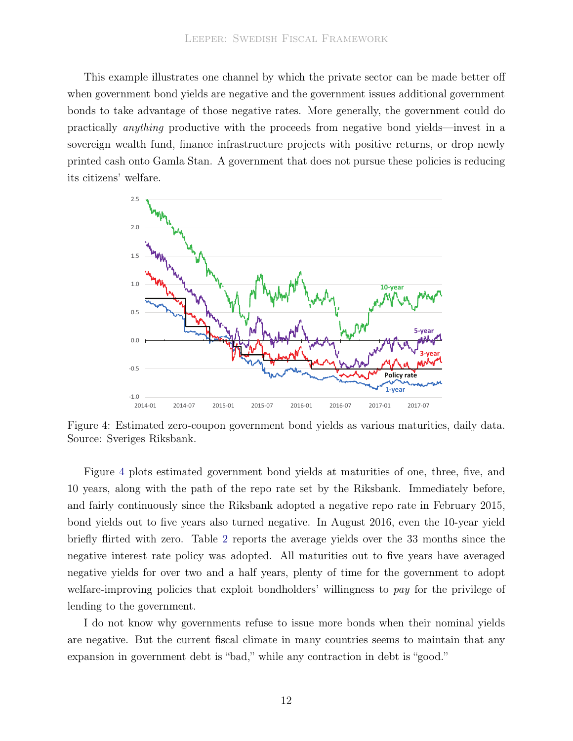This example illustrates one channel by which the private sector can be made better off when government bond yields are negative and the government issues additional government bonds to take advantage of those negative rates. More generally, the government could do practically *anything* productive with the proceeds from negative bond yields—invest in a sovereign wealth fund, finance infrastructure projects with positive returns, or drop newly printed cash onto Gamla Stan. A government that does not pursue these policies is reducing its citizens' welfare.

Figure 4: Estimated zero-coupon government bond yields as various maturities, daily data. Source: Sveriges Riksbank.

Figure 4 plots estimated government bond yields at maturities of one, three, five, and 10 years, along with the path of the repo rate set by the Riksbank. Immediately before, and fairly continuously since the Riksbank adopted a negative repo rate in February 2015, bond yields out to five years also turned negative. In August 2016, even the 10-year yield briefly flirted with zero. Table 2 reports the average yields over the 33 months since the negative interest rate policy was adopted. All maturities out to five years have averaged negative yields for over two and a half years, plenty of time for the government to adopt welfare-improving policies that exploit bondholders' willingness to *pay* for the privilege of lending to the government.

I do not know why governments refuse to issue more bonds when their nominal yields are negative. But the current fiscal climate in many countries seems to maintain that any expansion in government debt is "bad," while any contraction in debt is "good."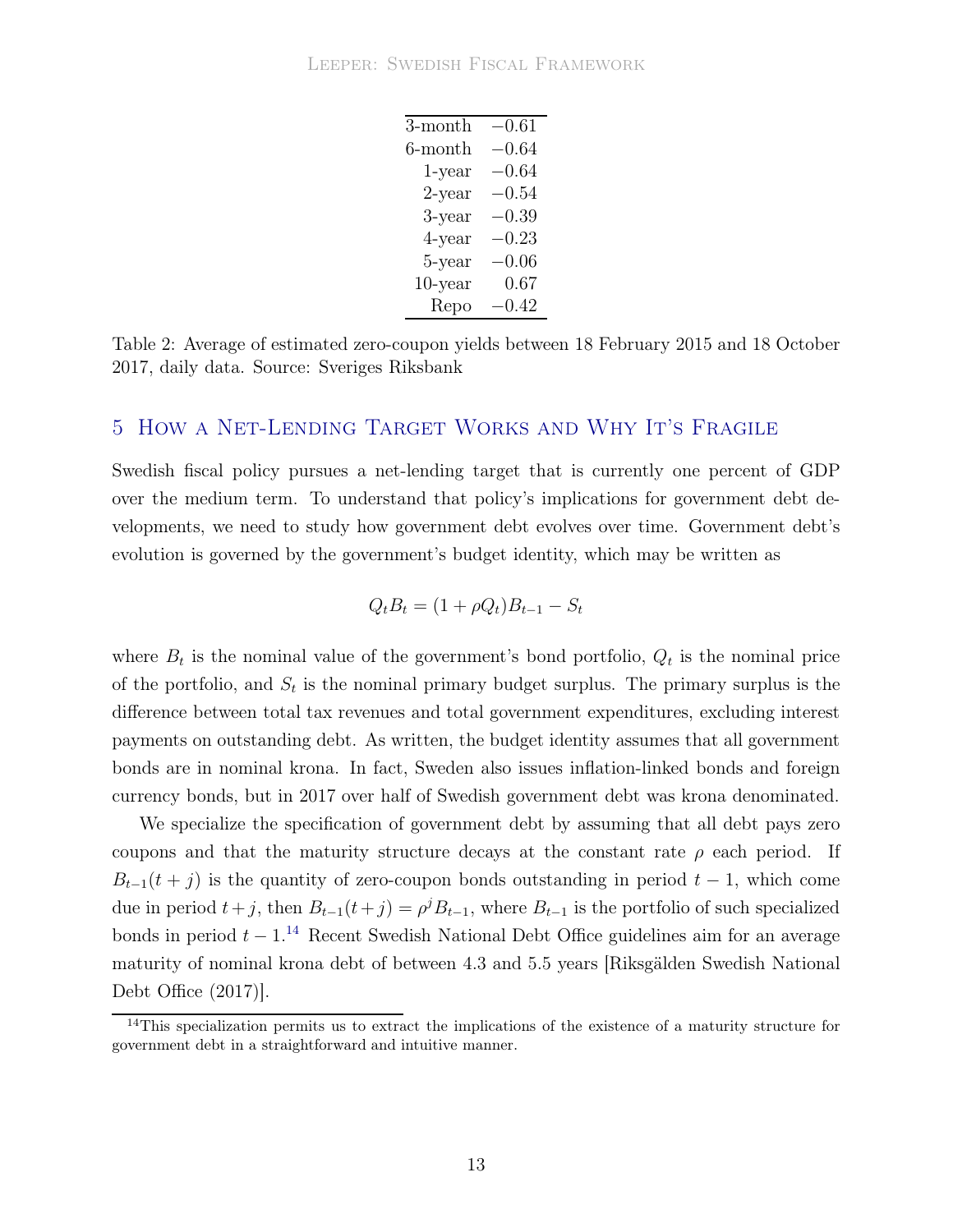| | |
|---|---|
| 3-month | −0.61 |
| 6-month | −0.64 |
| 1-year | −0.64 |
| 2-year | −0.54 |
| 3-year | −0.39 |
| 4-year | −0.23 |
| 5-year | −0.06 |
| 10-year | 0.67 |
| Repo | −0.42 |

Table 2: Average of estimated zero-coupon yields between 18 February 2015 and 18 October 2017, daily data. Source: Sveriges Riksbank

## 5 How a Net-Lending Target Works and Why It's Fragile

Swedish fiscal policy pursues a net-lending target that is currently one percent of GDP over the medium term. To understand that policy's implications for government debt developments, we need to study how government debt evolves over time. Government debt's evolution is governed by the government's budget identity, which may be written as

$$Q_t B_t = (1 + \rho Q_t) B_{t-1} - S_t$$

where $B_t$ is the nominal value of the government's bond portfolio, $Q_t$ is the nominal price of the portfolio, and $S_t$ is the nominal primary budget surplus. The primary surplus is the difference between total tax revenues and total government expenditures, excluding interest payments on outstanding debt. As written, the budget identity assumes that all government bonds are in nominal krona. In fact, Sweden also issues inflation-linked bonds and foreign currency bonds, but in 2017 over half of Swedish government debt was krona denominated.

We specialize the specification of government debt by assuming that all debt pays zero coupons and that the maturity structure decays at the constant rate $\rho$ each period. If $B_{t-1}(t+j)$ is the quantity of zero-coupon bonds outstanding in period $t-1$, which come due in period $t+j$, then $B_{t-1}(t+j) = \rho^j B_{t-1}$, where $B_{t-1}$ is the portfolio of such specialized bonds in period $t-1$.[14] Recent Swedish National Debt Office guidelines aim for an average maturity of nominal krona debt of between 4.3 and 5.5 years [Riksgälden Swedish National Debt Office (2017)].

[14] This specialization permits us to extract the implications of the existence of a maturity structure for government debt in a straightforward and intuitive manner.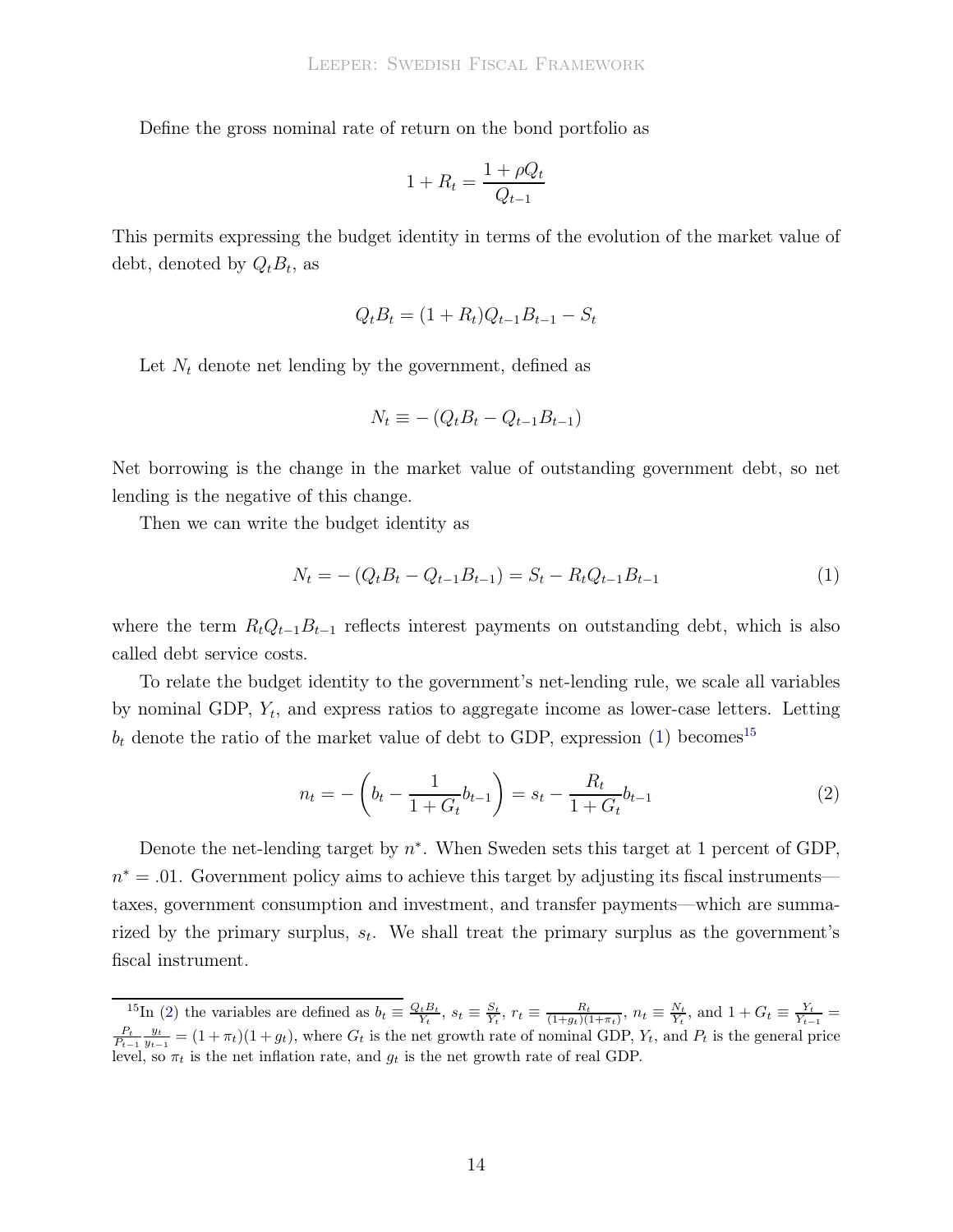Define the gross nominal rate of return on the bond portfolio as

$$1 + R_t = \frac{1 + \rho Q_t}{Q_{t-1}}$$

This permits expressing the budget identity in terms of the evolution of the market value of debt, denoted by $Q_t B_t$, as

$$Q_t B_t = (1 + R_t) Q_{t-1} B_{t-1} - S_t$$

Let $N_t$ denote net lending by the government, defined as

$$N_t \equiv -\left(Q_t B_t - Q_{t-1} B_{t-1}\right)$$

Net borrowing is the change in the market value of outstanding government debt, so net lending is the negative of this change.

Then we can write the budget identity as

$$N_t = -\left(Q_t B_t - Q_{t-1} B_{t-1}\right) = S_t - R_t Q_{t-1} B_{t-1} \tag{1}$$

where the term $R_t Q_{t-1} B_{t-1}$ reflects interest payments on outstanding debt, which is also called debt service costs.

To relate the budget identity to the government's net-lending rule, we scale all variables by nominal GDP, $Y_t$, and express ratios to aggregate income as lower-case letters. Letting $b_t$ denote the ratio of the market value of debt to GDP, expression (1) becomes[15]

$$n_t = -\left(b_t - \frac{1}{1 + G_t} b_{t-1}\right) = s_t - \frac{R_t}{1 + G_t} b_{t-1} \tag{2}$$

Denote the net-lending target by $n^*$. When Sweden sets this target at 1 percent of GDP, $n^* = .01$. Government policy aims to achieve this target by adjusting its fiscal instruments—taxes, government consumption and investment, and transfer payments—which are summarized by the primary surplus, $s_t$. We shall treat the primary surplus as the government's fiscal instrument.

[15] In (2) the variables are defined as $b_t \equiv \frac{Q_t B_t}{Y_t}$, $s_t \equiv \frac{S_t}{Y_t}$, $r_t \equiv \frac{R_t}{(1+g_t)(1+\pi_t)}$, $n_t \equiv \frac{N_t}{Y_t}$, and $1 + G_t \equiv \frac{Y_t}{Y_{t-1}} = \frac{P_t}{P_{t-1}} \frac{y_t}{y_{t-1}} = (1 + \pi_t)(1 + g_t)$, where $G_t$ is the net growth rate of nominal GDP, $Y_t$, and $P_t$ is the general price level, so $\pi_t$ is the net inflation rate, and $g_t$ is the net growth rate of real GDP.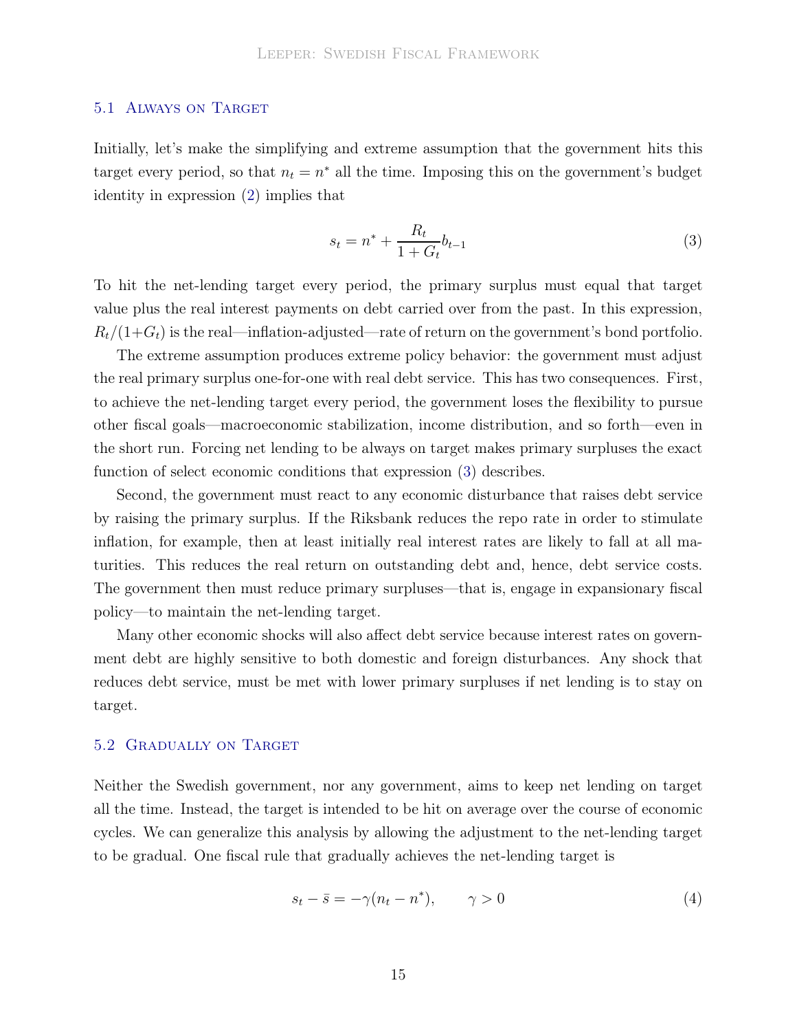### 5.1 Always on Target

Initially, let's make the simplifying and extreme assumption that the government hits this target every period, so that $n_t = n^*$ all the time. Imposing this on the government's budget identity in expression (2) implies that

$$s_t = n^* + \frac{R_t}{1 + G_t} b_{t-1} \tag{3}$$

To hit the net-lending target every period, the primary surplus must equal that target value plus the real interest payments on debt carried over from the past. In this expression, $R_t/(1+G_t)$ is the real—inflation-adjusted—rate of return on the government's bond portfolio.

The extreme assumption produces extreme policy behavior: the government must adjust the real primary surplus one-for-one with real debt service. This has two consequences. First, to achieve the net-lending target every period, the government loses the flexibility to pursue other fiscal goals—macroeconomic stabilization, income distribution, and so forth—even in the short run. Forcing net lending to be always on target makes primary surpluses the exact function of select economic conditions that expression (3) describes.

Second, the government must react to any economic disturbance that raises debt service by raising the primary surplus. If the Riksbank reduces the repo rate in order to stimulate inflation, for example, then at least initially real interest rates are likely to fall at all maturities. This reduces the real return on outstanding debt and, hence, debt service costs. The government then must reduce primary surpluses—that is, engage in expansionary fiscal policy—to maintain the net-lending target.

Many other economic shocks will also affect debt service because interest rates on government debt are highly sensitive to both domestic and foreign disturbances. Any shock that reduces debt service, must be met with lower primary surpluses if net lending is to stay on target.

### 5.2 Gradually on Target

Neither the Swedish government, nor any government, aims to keep net lending on target all the time. Instead, the target is intended to be hit on average over the course of economic cycles. We can generalize this analysis by allowing the adjustment to the net-lending target to be gradual. One fiscal rule that gradually achieves the net-lending target is

$$s_t - \bar{s} = -\gamma(n_t - n^*), \qquad \gamma > 0 \tag{4}$$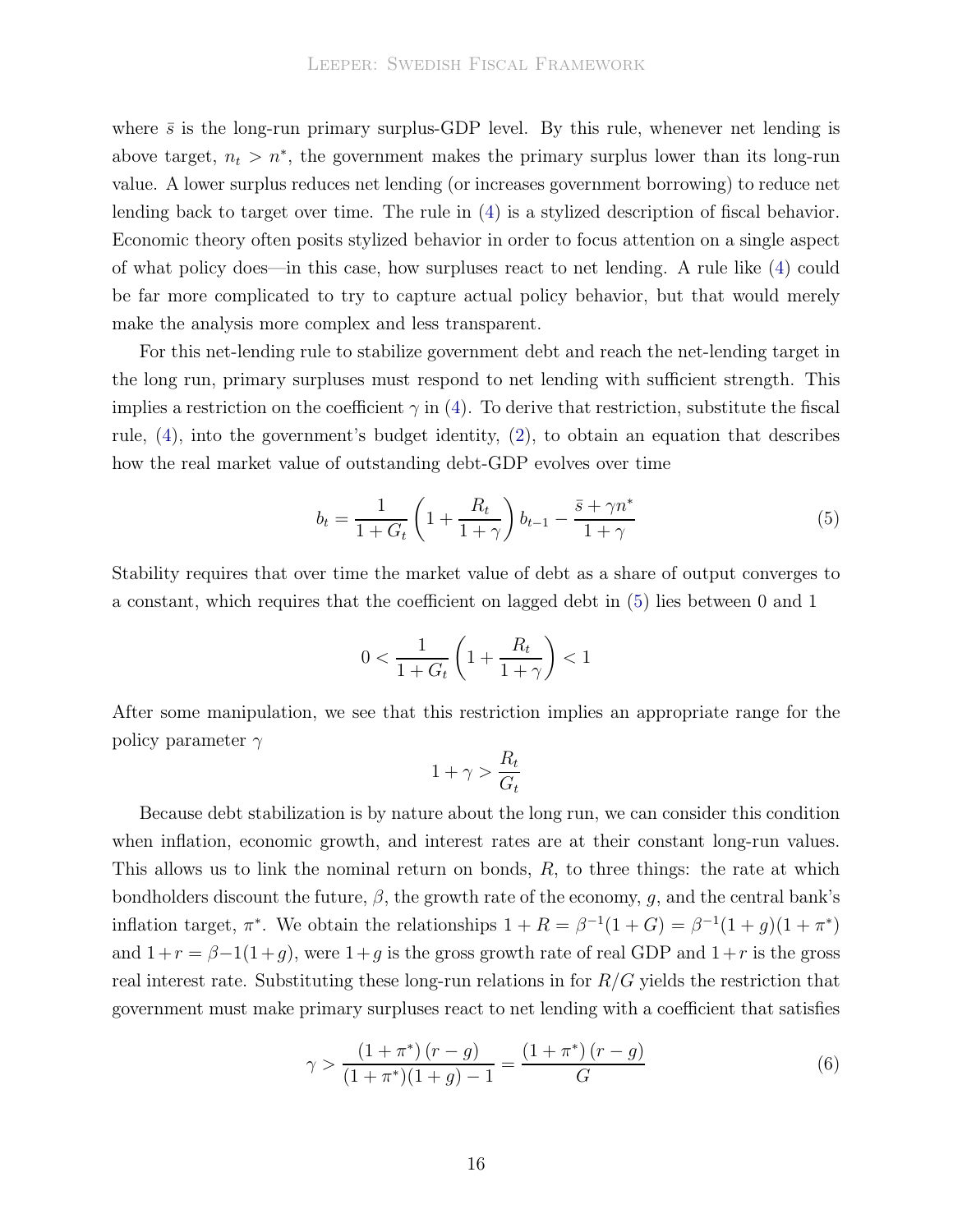where $\bar{s}$ is the long-run primary surplus-GDP level. By this rule, whenever net lending is above target, $n_t > n^*$, the government makes the primary surplus lower than its long-run value. A lower surplus reduces net lending (or increases government borrowing) to reduce net lending back to target over time. The rule in (4) is a stylized description of fiscal behavior. Economic theory often posits stylized behavior in order to focus attention on a single aspect of what policy does—in this case, how surpluses react to net lending. A rule like (4) could be far more complicated to try to capture actual policy behavior, but that would merely make the analysis more complex and less transparent.

For this net-lending rule to stabilize government debt and reach the net-lending target in the long run, primary surpluses must respond to net lending with sufficient strength. This implies a restriction on the coefficient $\gamma$ in (4). To derive that restriction, substitute the fiscal rule, (4), into the government's budget identity, (2), to obtain an equation that describes how the real market value of outstanding debt-GDP evolves over time

$$b_t = \frac{1}{1+G_t}\left(1 + \frac{R_t}{1+\gamma}\right)b_{t-1} - \frac{\bar{s} + \gamma n^*}{1+\gamma} \tag{5}$$

Stability requires that over time the market value of debt as a share of output converges to a constant, which requires that the coefficient on lagged debt in (5) lies between 0 and 1

$$0 < \frac{1}{1+G_t}\left(1 + \frac{R_t}{1+\gamma}\right) < 1$$

After some manipulation, we see that this restriction implies an appropriate range for the policy parameter $\gamma$

$$1 + \gamma > \frac{R_t}{G_t}$$

Because debt stabilization is by nature about the long run, we can consider this condition when inflation, economic growth, and interest rates are at their constant long-run values. This allows us to link the nominal return on bonds, $R$, to three things: the rate at which bondholders discount the future, $\beta$, the growth rate of the economy, $g$, and the central bank's inflation target, $\pi^*$. We obtain the relationships $1 + R = \beta^{-1}(1+G) = \beta^{-1}(1+g)(1+\pi^*)$ and $1+r = \beta{-1}(1+g)$, were $1+g$ is the gross growth rate of real GDP and $1+r$ is the gross real interest rate. Substituting these long-run relations in for $R/G$ yields the restriction that government must make primary surpluses react to net lending with a coefficient that satisfies

$$\gamma > \frac{(1+\pi^*)\,(r-g)}{(1+\pi^*)(1+g)-1} = \frac{(1+\pi^*)\,(r-g)}{G} \tag{6}$$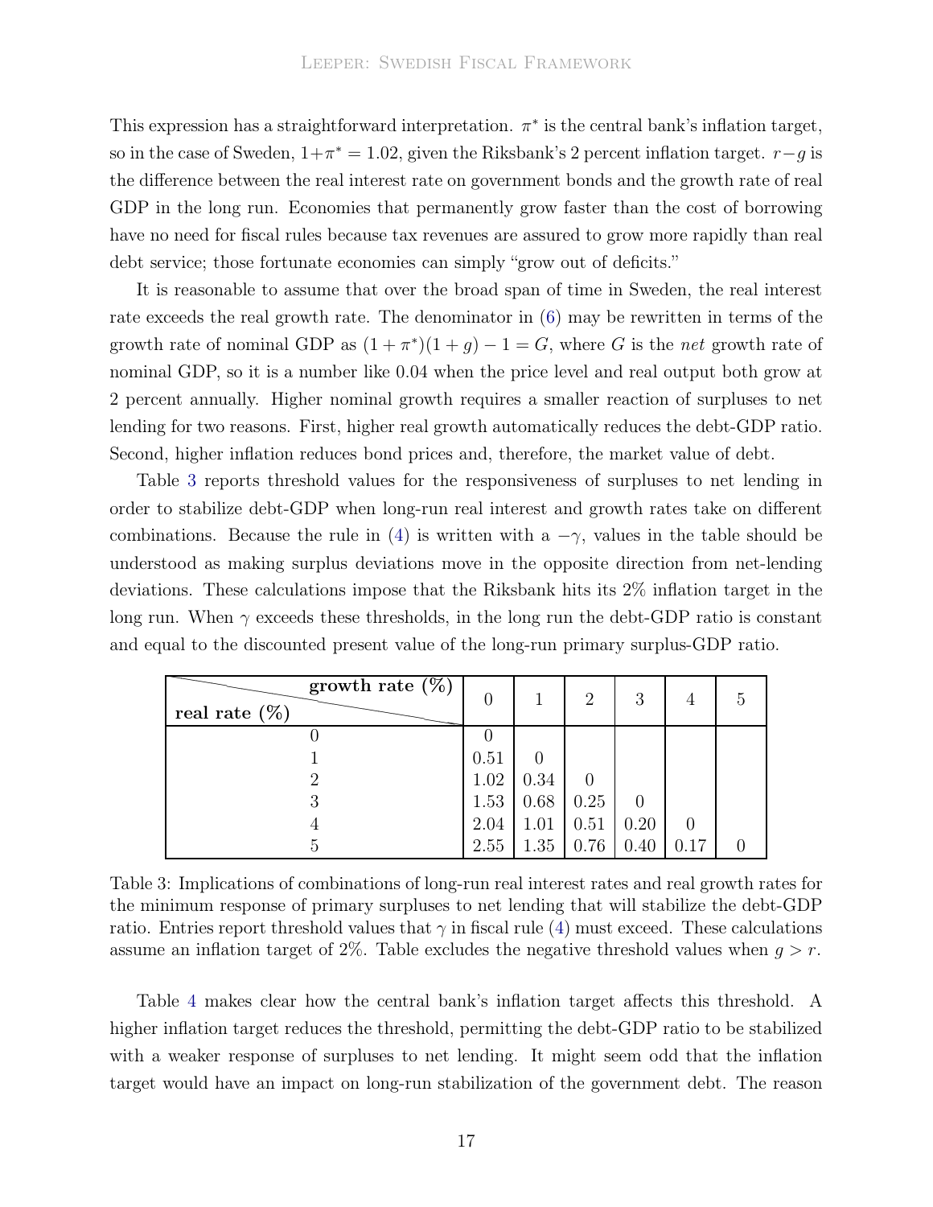This expression has a straightforward interpretation. $\pi^*$ is the central bank's inflation target, so in the case of Sweden, $1+\pi^* = 1.02$, given the Riksbank's 2 percent inflation target. $r-g$ is the difference between the real interest rate on government bonds and the growth rate of real GDP in the long run. Economies that permanently grow faster than the cost of borrowing have no need for fiscal rules because tax revenues are assured to grow more rapidly than real debt service; those fortunate economies can simply "grow out of deficits."

It is reasonable to assume that over the broad span of time in Sweden, the real interest rate exceeds the real growth rate. The denominator in (6) may be rewritten in terms of the growth rate of nominal GDP as $(1+\pi^*)(1+g) - 1 = G$, where $G$ is the *net* growth rate of nominal GDP, so it is a number like 0.04 when the price level and real output both grow at 2 percent annually. Higher nominal growth requires a smaller reaction of surpluses to net lending for two reasons. First, higher real growth automatically reduces the debt-GDP ratio. Second, higher inflation reduces bond prices and, therefore, the market value of debt.

Table 3 reports threshold values for the responsiveness of surpluses to net lending in order to stabilize debt-GDP when long-run real interest and growth rates take on different combinations. Because the rule in (4) is written with a $-\gamma$, values in the table should be understood as making surplus deviations move in the opposite direction from net-lending deviations. These calculations impose that the Riksbank hits its 2% inflation target in the long run. When $\gamma$ exceeds these thresholds, in the long run the debt-GDP ratio is constant and equal to the discounted present value of the long-run primary surplus-GDP ratio.

| **real rate (%)** \ **growth rate (%)** | 0 | 1 | 2 | 3 | 4 | 5 |
|---|---|---|---|---|---|---|
| 0 | 0 | | | | | |
| 1 | 0.51 | 0 | | | | |
| 2 | 1.02 | 0.34 | 0 | | | |
| 3 | 1.53 | 0.68 | 0.25 | 0 | | |
| 4 | 2.04 | 1.01 | 0.51 | 0.20 | 0 | |
| 5 | 2.55 | 1.35 | 0.76 | 0.40 | 0.17 | 0 |

Table 3: Implications of combinations of long-run real interest rates and real growth rates for the minimum response of primary surpluses to net lending that will stabilize the debt-GDP ratio. Entries report threshold values that $\gamma$ in fiscal rule (4) must exceed. These calculations assume an inflation target of 2%. Table excludes the negative threshold values when $g > r$.

Table 4 makes clear how the central bank's inflation target affects this threshold. A higher inflation target reduces the threshold, permitting the debt-GDP ratio to be stabilized with a weaker response of surpluses to net lending. It might seem odd that the inflation target would have an impact on long-run stabilization of the government debt. The reason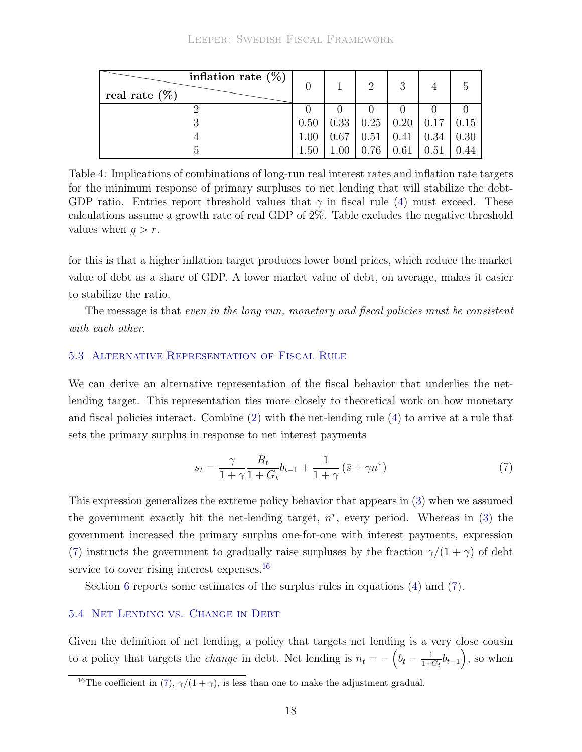| inflation rate (%) / real rate (%) | 0 | 1 | 2 | 3 | 4 | 5 |
|---|---|---|---|---|---|---|
| 2 | 0 | 0 | 0 | 0 | 0 | 0 |
| 3 | 0.50 | 0.33 | 0.25 | 0.20 | 0.17 | 0.15 |
| 4 | 1.00 | 0.67 | 0.51 | 0.41 | 0.34 | 0.30 |
| 5 | 1.50 | 1.00 | 0.76 | 0.61 | 0.51 | 0.44 |

Table 4: Implications of combinations of long-run real interest rates and inflation rate targets for the minimum response of primary surpluses to net lending that will stabilize the debt-GDP ratio. Entries report threshold values that $\gamma$ in fiscal rule (4) must exceed. These calculations assume a growth rate of real GDP of 2%. Table excludes the negative threshold values when $g > r$.

for this is that a higher inflation target produces lower bond prices, which reduce the market value of debt as a share of GDP. A lower market value of debt, on average, makes it easier to stabilize the ratio.

The message is that *even in the long run, monetary and fiscal policies must be consistent with each other*.

## 5.3 Alternative Representation of Fiscal Rule

We can derive an alternative representation of the fiscal behavior that underlies the net-lending target. This representation ties more closely to theoretical work on how monetary and fiscal policies interact. Combine (2) with the net-lending rule (4) to arrive at a rule that sets the primary surplus in response to net interest payments

$$s_t = \frac{\gamma}{1+\gamma}\frac{R_t}{1+G_t}b_{t-1} + \frac{1}{1+\gamma}\left(\bar{s} + \gamma n^*\right) \tag{7}$$

This expression generalizes the extreme policy behavior that appears in (3) when we assumed the government exactly hit the net-lending target, $n^*$, every period. Whereas in (3) the government increased the primary surplus one-for-one with interest payments, expression (7) instructs the government to gradually raise surpluses by the fraction $\gamma/(1+\gamma)$ of debt service to cover rising interest expenses.[16]

Section 6 reports some estimates of the surplus rules in equations (4) and (7).

## 5.4 Net Lending vs. Change in Debt

Given the definition of net lending, a policy that targets net lending is a very close cousin to a policy that targets the *change* in debt. Net lending is $n_t = -\left(b_t - \frac{1}{1+G_t}b_{t-1}\right)$, so when

[16] The coefficient in (7), $\gamma/(1+\gamma)$, is less than one to make the adjustment gradual.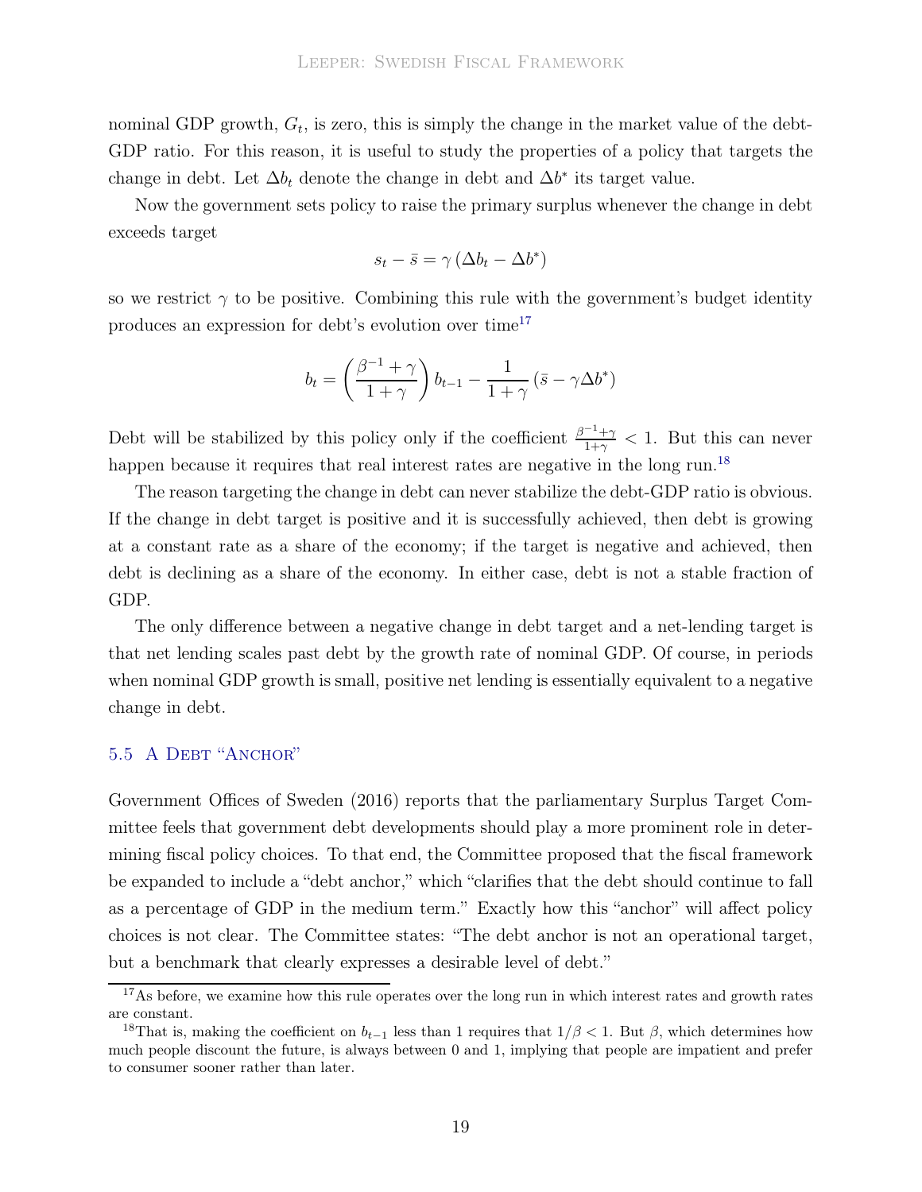nominal GDP growth, $G_t$, is zero, this is simply the change in the market value of the debt-GDP ratio. For this reason, it is useful to study the properties of a policy that targets the change in debt. Let $\Delta b_t$ denote the change in debt and $\Delta b^*$ its target value.

Now the government sets policy to raise the primary surplus whenever the change in debt exceeds target

$$s_t - \bar{s} = \gamma \left( \Delta b_t - \Delta b^* \right)$$

so we restrict $\gamma$ to be positive. Combining this rule with the government's budget identity produces an expression for debt's evolution over time[17]

$$b_t = \left( \frac{\beta^{-1} + \gamma}{1 + \gamma} \right) b_{t-1} - \frac{1}{1 + \gamma} \left( \bar{s} - \gamma \Delta b^* \right)$$

Debt will be stabilized by this policy only if the coefficient $\frac{\beta^{-1}+\gamma}{1+\gamma} < 1$. But this can never happen because it requires that real interest rates are negative in the long run.[18]

The reason targeting the change in debt can never stabilize the debt-GDP ratio is obvious. If the change in debt target is positive and it is successfully achieved, then debt is growing at a constant rate as a share of the economy; if the target is negative and achieved, then debt is declining as a share of the economy. In either case, debt is not a stable fraction of GDP.

The only difference between a negative change in debt target and a net-lending target is that net lending scales past debt by the growth rate of nominal GDP. Of course, in periods when nominal GDP growth is small, positive net lending is essentially equivalent to a negative change in debt.

### 5.5 A Debt "Anchor"

Government Offices of Sweden (2016) reports that the parliamentary Surplus Target Committee feels that government debt developments should play a more prominent role in determining fiscal policy choices. To that end, the Committee proposed that the fiscal framework be expanded to include a "debt anchor," which "clarifies that the debt should continue to fall as a percentage of GDP in the medium term." Exactly how this "anchor" will affect policy choices is not clear. The Committee states: "The debt anchor is not an operational target, but a benchmark that clearly expresses a desirable level of debt."

---

[17] As before, we examine how this rule operates over the long run in which interest rates and growth rates are constant.

[18] That is, making the coefficient on $b_{t-1}$ less than 1 requires that $1/\beta < 1$. But $\beta$, which determines how much people discount the future, is always between 0 and 1, implying that people are impatient and prefer to consumer sooner rather than later.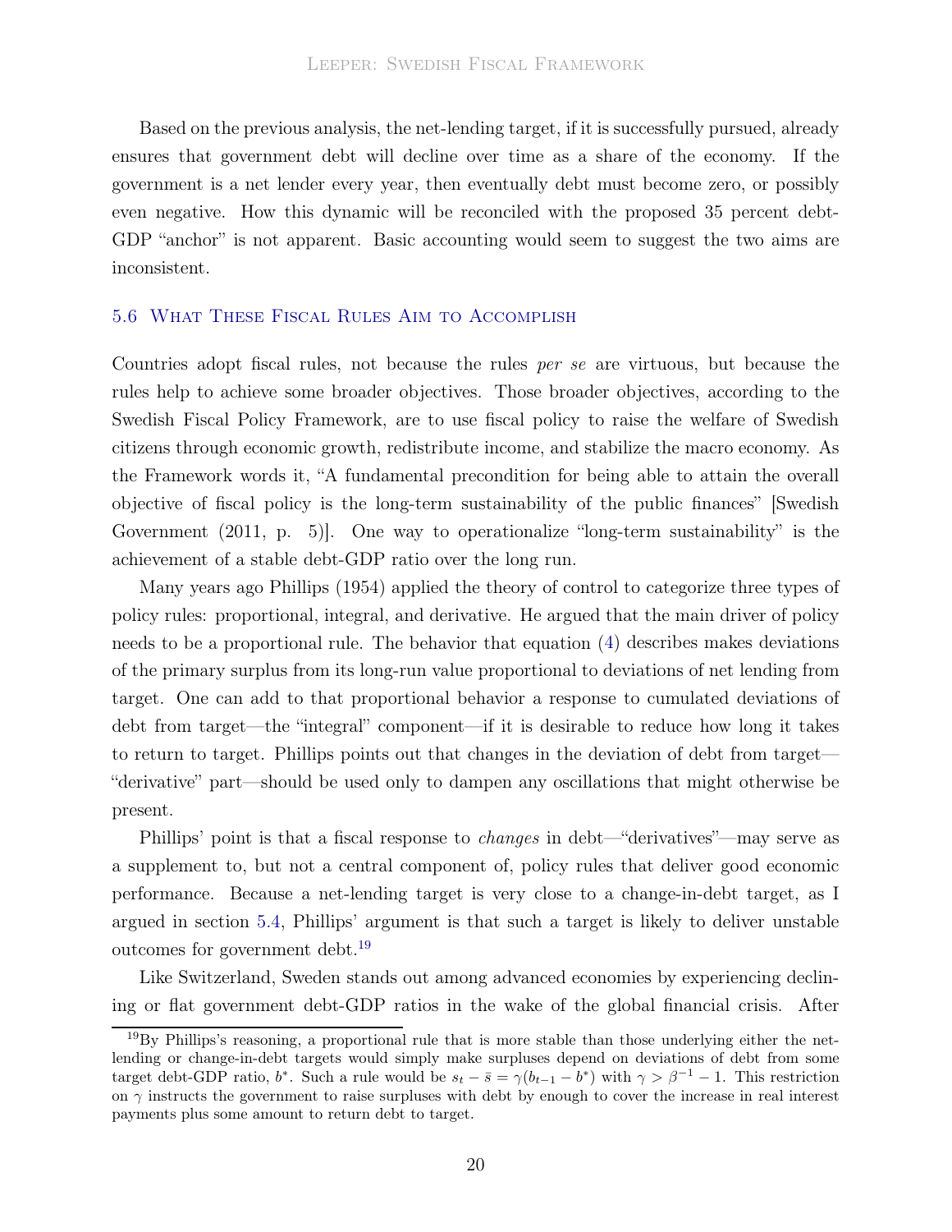Based on the previous analysis, the net-lending target, if it is successfully pursued, already ensures that government debt will decline over time as a share of the economy. If the government is a net lender every year, then eventually debt must become zero, or possibly even negative. How this dynamic will be reconciled with the proposed 35 percent debt-GDP "anchor" is not apparent. Basic accounting would seem to suggest the two aims are inconsistent.

## 5.6 What These Fiscal Rules Aim to Accomplish

Countries adopt fiscal rules, not because the rules *per se* are virtuous, but because the rules help to achieve some broader objectives. Those broader objectives, according to the Swedish Fiscal Policy Framework, are to use fiscal policy to raise the welfare of Swedish citizens through economic growth, redistribute income, and stabilize the macro economy. As the Framework words it, "A fundamental precondition for being able to attain the overall objective of fiscal policy is the long-term sustainability of the public finances" [Swedish Government (2011, p. 5)]. One way to operationalize "long-term sustainability" is the achievement of a stable debt-GDP ratio over the long run.

Many years ago Phillips (1954) applied the theory of control to categorize three types of policy rules: proportional, integral, and derivative. He argued that the main driver of policy needs to be a proportional rule. The behavior that equation (4) describes makes deviations of the primary surplus from its long-run value proportional to deviations of net lending from target. One can add to that proportional behavior a response to cumulated deviations of debt from target—the "integral" component—if it is desirable to reduce how long it takes to return to target. Phillips points out that changes in the deviation of debt from target—"derivative" part—should be used only to dampen any oscillations that might otherwise be present.

Phillips' point is that a fiscal response to *changes* in debt—"derivatives"—may serve as a supplement to, but not a central component of, policy rules that deliver good economic performance. Because a net-lending target is very close to a change-in-debt target, as I argued in section 5.4, Phillips' argument is that such a target is likely to deliver unstable outcomes for government debt.[19]

Like Switzerland, Sweden stands out among advanced economies by experiencing declining or flat government debt-GDP ratios in the wake of the global financial crisis. After

[19] By Phillips's reasoning, a proportional rule that is more stable than those underlying either the net-lending or change-in-debt targets would simply make surpluses depend on deviations of debt from some target debt-GDP ratio, $b^*$. Such a rule would be $s_t - \bar{s} = \gamma(b_{t-1} - b^*)$ with $\gamma > \beta^{-1} - 1$. This restriction on $\gamma$ instructs the government to raise surpluses with debt by enough to cover the increase in real interest payments plus some amount to return debt to target.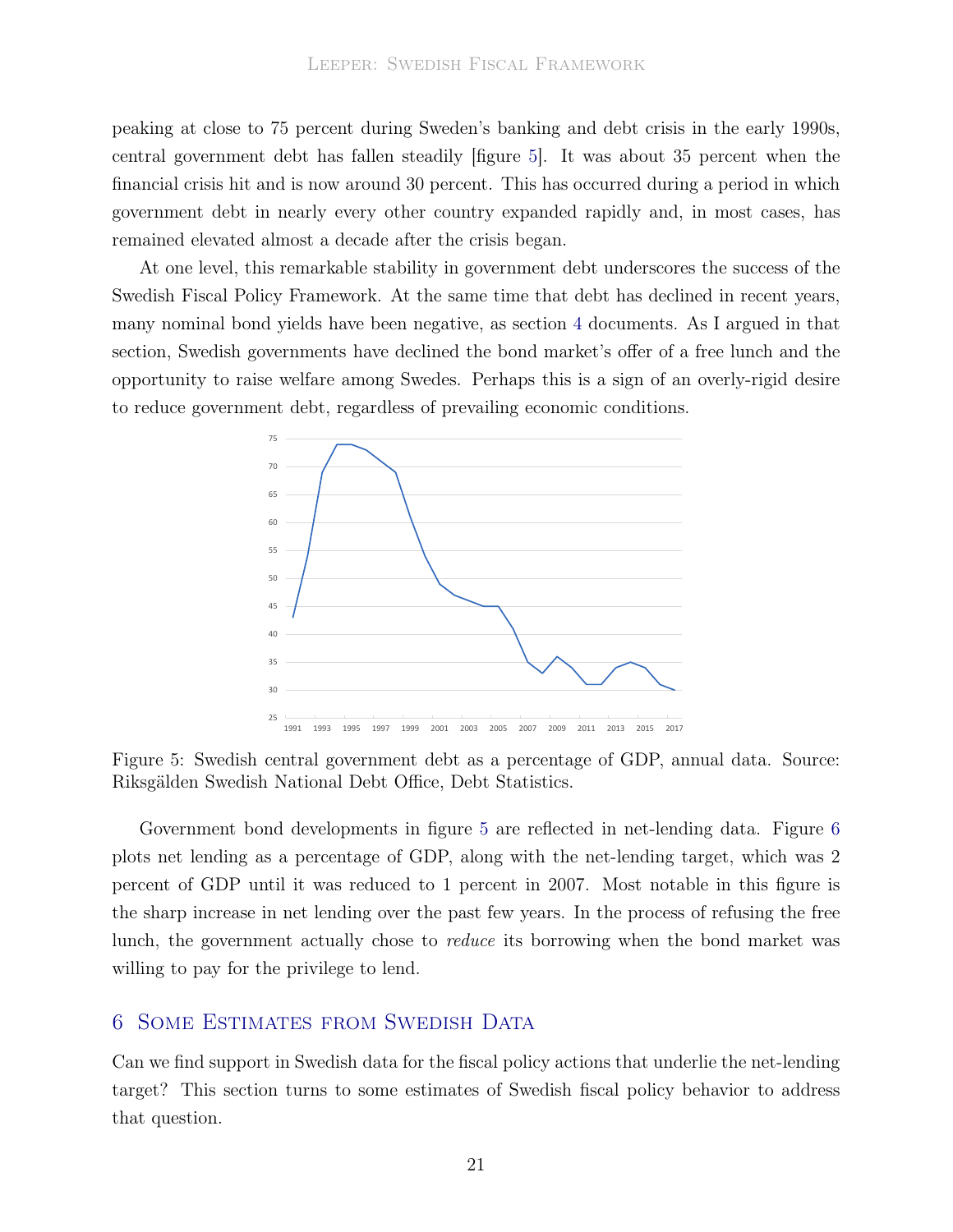peaking at close to 75 percent during Sweden's banking and debt crisis in the early 1990s, central government debt has fallen steadily [figure 5]. It was about 35 percent when the financial crisis hit and is now around 30 percent. This has occurred during a period in which government debt in nearly every other country expanded rapidly and, in most cases, has remained elevated almost a decade after the crisis began.

At one level, this remarkable stability in government debt underscores the success of the Swedish Fiscal Policy Framework. At the same time that debt has declined in recent years, many nominal bond yields have been negative, as section 4 documents. As I argued in that section, Swedish governments have declined the bond market's offer of a free lunch and the opportunity to raise welfare among Swedes. Perhaps this is a sign of an overly-rigid desire to reduce government debt, regardless of prevailing economic conditions.

Figure 5: Swedish central government debt as a percentage of GDP, annual data. Source: Riksgälden Swedish National Debt Office, Debt Statistics.

Government bond developments in figure 5 are reflected in net-lending data. Figure 6 plots net lending as a percentage of GDP, along with the net-lending target, which was 2 percent of GDP until it was reduced to 1 percent in 2007. Most notable in this figure is the sharp increase in net lending over the past few years. In the process of refusing the free lunch, the government actually chose to *reduce* its borrowing when the bond market was willing to pay for the privilege to lend.

## 6 Some Estimates from Swedish Data

Can we find support in Swedish data for the fiscal policy actions that underlie the net-lending target? This section turns to some estimates of Swedish fiscal policy behavior to address that question.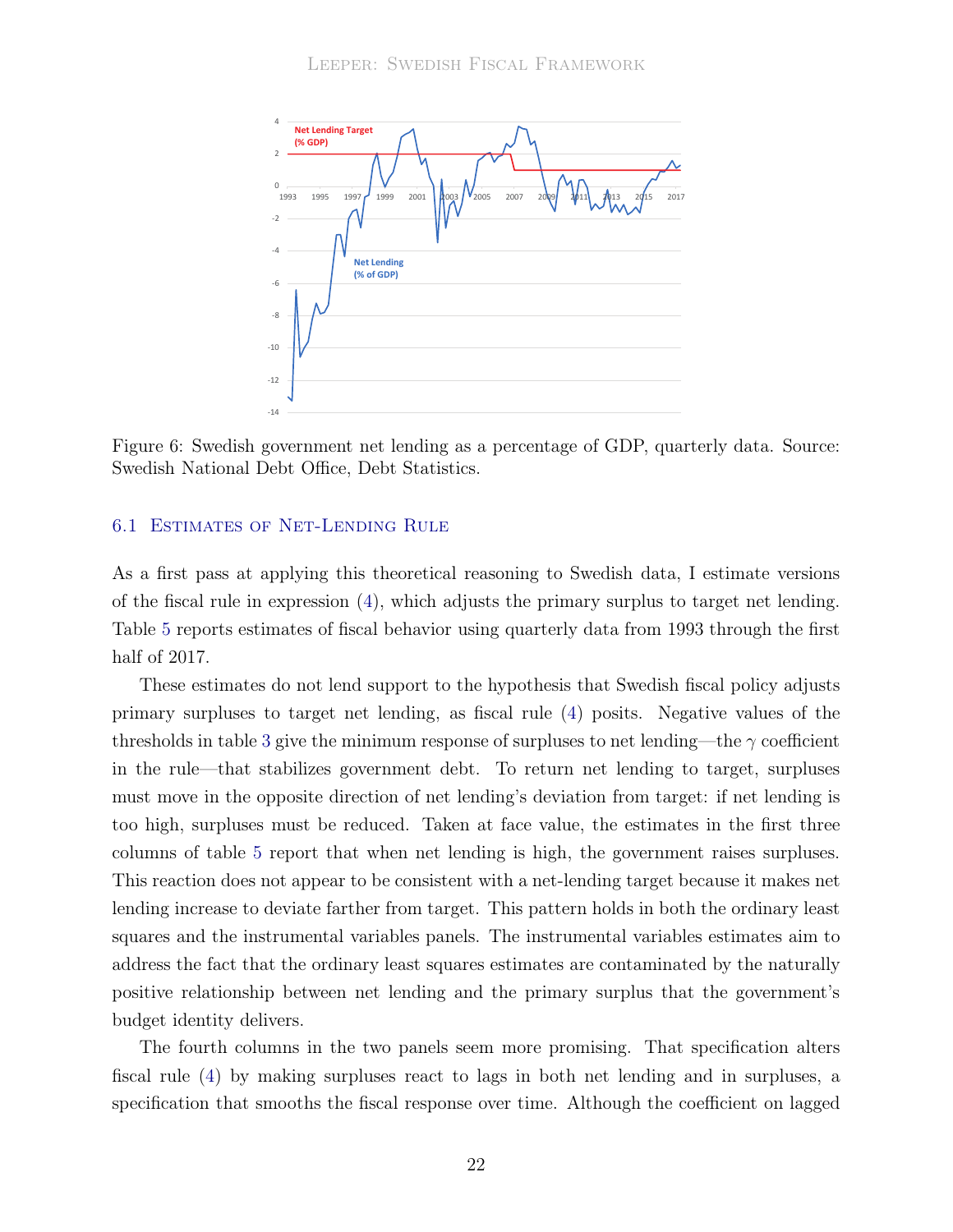Figure 6: Swedish government net lending as a percentage of GDP, quarterly data. Source: Swedish National Debt Office, Debt Statistics.

## 6.1 Estimates of Net-Lending Rule

As a first pass at applying this theoretical reasoning to Swedish data, I estimate versions of the fiscal rule in expression (4), which adjusts the primary surplus to target net lending. Table 5 reports estimates of fiscal behavior using quarterly data from 1993 through the first half of 2017.

These estimates do not lend support to the hypothesis that Swedish fiscal policy adjusts primary surpluses to target net lending, as fiscal rule (4) posits. Negative values of the thresholds in table 3 give the minimum response of surpluses to net lending—the $\gamma$ coefficient in the rule—that stabilizes government debt. To return net lending to target, surpluses must move in the opposite direction of net lending's deviation from target: if net lending is too high, surpluses must be reduced. Taken at face value, the estimates in the first three columns of table 5 report that when net lending is high, the government raises surpluses. This reaction does not appear to be consistent with a net-lending target because it makes net lending increase to deviate farther from target. This pattern holds in both the ordinary least squares and the instrumental variables panels. The instrumental variables estimates aim to address the fact that the ordinary least squares estimates are contaminated by the naturally positive relationship between net lending and the primary surplus that the government's budget identity delivers.

The fourth columns in the two panels seem more promising. That specification alters fiscal rule (4) by making surpluses react to lags in both net lending and in surpluses, a specification that smooths the fiscal response over time. Although the coefficient on lagged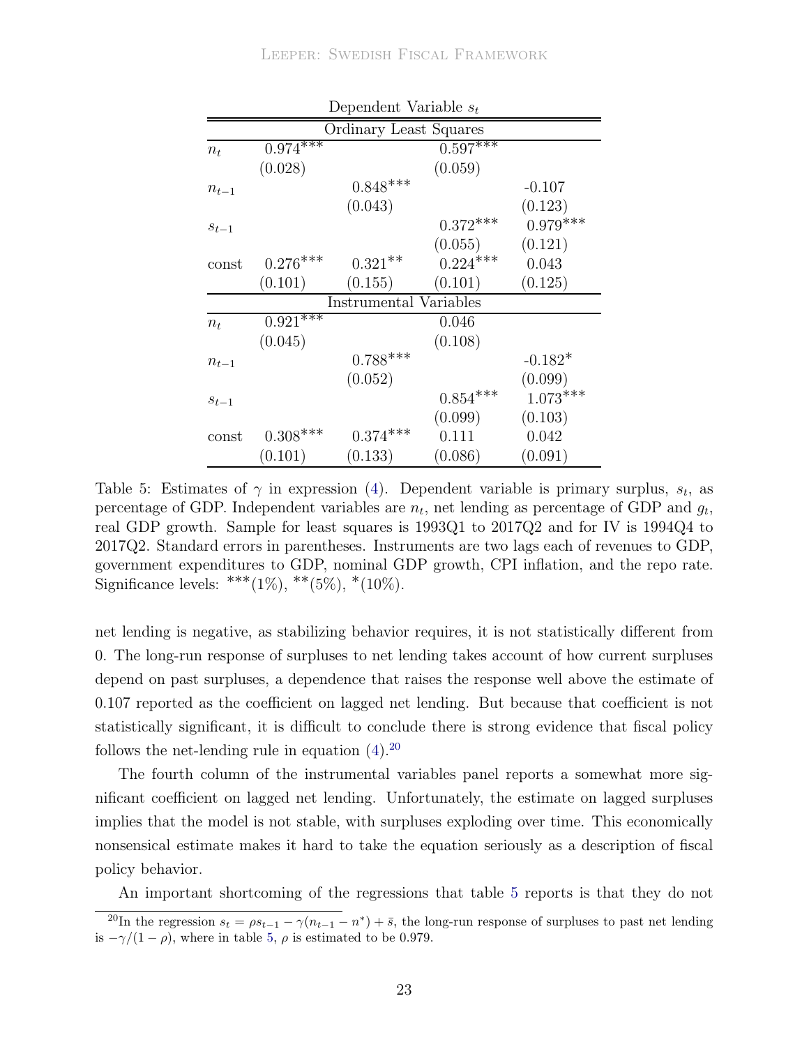| Dependent Variable $s_t$ | | | | |
|---|---|---|---|---|
| **Ordinary Least Squares** | | | | |
| $n_t$ | $0.974^{***}$ | | $0.597^{***}$ | |
| | (0.028) | | (0.059) | |
| $n_{t-1}$ | | $0.848^{***}$ | | -0.107 |
| | | (0.043) | | (0.123) |
| $s_{t-1}$ | | | $0.372^{***}$ | $0.979^{***}$ |
| | | | (0.055) | (0.121) |
| const | $0.276^{***}$ | $0.321^{**}$ | $0.224^{***}$ | 0.043 |
| | (0.101) | (0.155) | (0.101) | (0.125) |
| **Instrumental Variables** | | | | |
| $n_t$ | $0.921^{***}$ | | 0.046 | |
| | (0.045) | | (0.108) | |
| $n_{t-1}$ | | $0.788^{***}$ | | $-0.182^{*}$ |
| | | (0.052) | | (0.099) |
| $s_{t-1}$ | | | $0.854^{***}$ | $1.073^{***}$ |
| | | | (0.099) | (0.103) |
| const | $0.308^{***}$ | $0.374^{***}$ | 0.111 | 0.042 |
| | (0.101) | (0.133) | (0.086) | (0.091) |

Table 5: Estimates of $\gamma$ in expression (4). Dependent variable is primary surplus, $s_t$, as percentage of GDP. Independent variables are $n_t$, net lending as percentage of GDP and $g_t$, real GDP growth. Sample for least squares is 1993Q1 to 2017Q2 and for IV is 1994Q4 to 2017Q2. Standard errors in parentheses. Instruments are two lags each of revenues to GDP, government expenditures to GDP, nominal GDP growth, CPI inflation, and the repo rate. Significance levels: $^{***}$(1%), $^{**}$(5%), $^{*}$(10%).

net lending is negative, as stabilizing behavior requires, it is not statistically different from 0. The long-run response of surpluses to net lending takes account of how current surpluses depend on past surpluses, a dependence that raises the response well above the estimate of 0.107 reported as the coefficient on lagged net lending. But because that coefficient is not statistically significant, it is difficult to conclude there is strong evidence that fiscal policy follows the net-lending rule in equation (4).[20]

The fourth column of the instrumental variables panel reports a somewhat more significant coefficient on lagged net lending. Unfortunately, the estimate on lagged surpluses implies that the model is not stable, with surpluses exploding over time. This economically nonsensical estimate makes it hard to take the equation seriously as a description of fiscal policy behavior.

An important shortcoming of the regressions that table 5 reports is that they do not

[20] In the regression $s_t = \rho s_{t-1} - \gamma(n_{t-1} - n^*) + \bar{s}$, the long-run response of surpluses to past net lending is $-\gamma/(1-\rho)$, where in table 5, $\rho$ is estimated to be 0.979.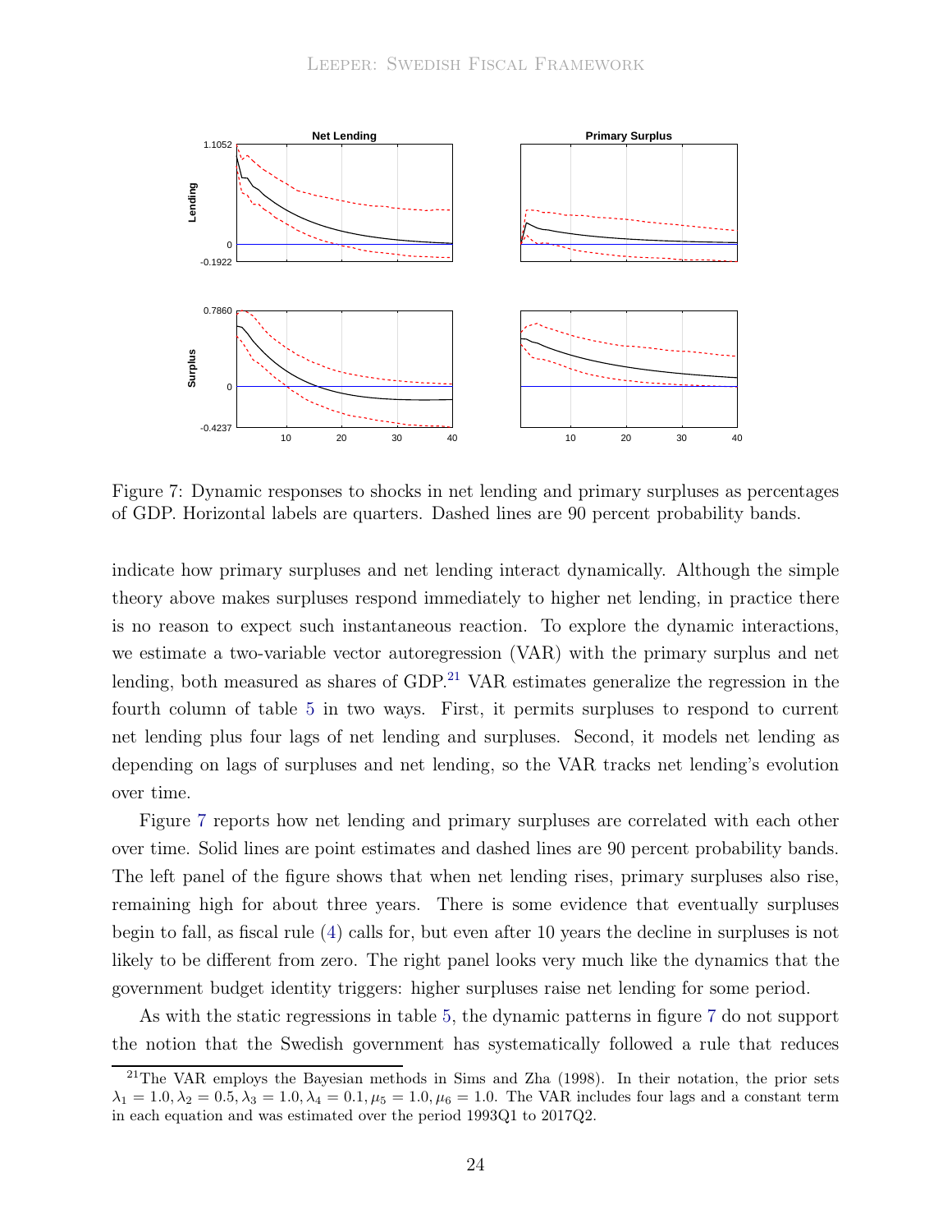Figure 7: Dynamic responses to shocks in net lending and primary surpluses as percentages of GDP. Horizontal labels are quarters. Dashed lines are 90 percent probability bands.

indicate how primary surpluses and net lending interact dynamically. Although the simple theory above makes surpluses respond immediately to higher net lending, in practice there is no reason to expect such instantaneous reaction. To explore the dynamic interactions, we estimate a two-variable vector autoregression (VAR) with the primary surplus and net lending, both measured as shares of GDP.[21] VAR estimates generalize the regression in the fourth column of table 5 in two ways. First, it permits surpluses to respond to current net lending plus four lags of net lending and surpluses. Second, it models net lending as depending on lags of surpluses and net lending, so the VAR tracks net lending's evolution over time.

Figure 7 reports how net lending and primary surpluses are correlated with each other over time. Solid lines are point estimates and dashed lines are 90 percent probability bands. The left panel of the figure shows that when net lending rises, primary surpluses also rise, remaining high for about three years. There is some evidence that eventually surpluses begin to fall, as fiscal rule (4) calls for, but even after 10 years the decline in surpluses is not likely to be different from zero. The right panel looks very much like the dynamics that the government budget identity triggers: higher surpluses raise net lending for some period.

As with the static regressions in table 5, the dynamic patterns in figure 7 do not support the notion that the Swedish government has systematically followed a rule that reduces

[21] The VAR employs the Bayesian methods in Sims and Zha (1998). In their notation, the prior sets $\lambda_1 = 1.0, \lambda_2 = 0.5, \lambda_3 = 1.0, \lambda_4 = 0.1, \mu_5 = 1.0, \mu_6 = 1.0$. The VAR includes four lags and a constant term in each equation and was estimated over the period 1993Q1 to 2017Q2.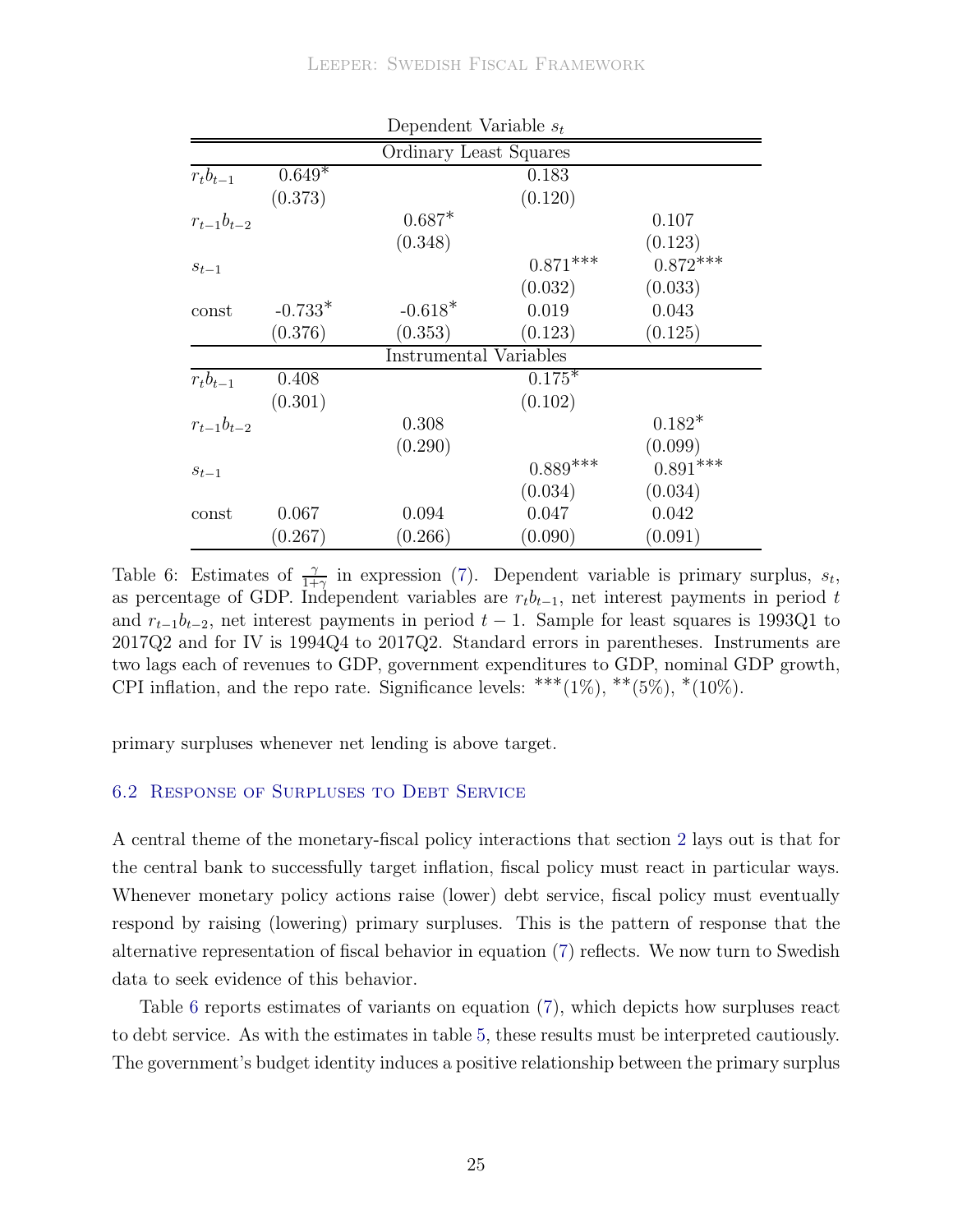| Dependent Variable $s_t$ | | | | |
|---|---|---|---|---|
| Ordinary Least Squares | | | | |
| $r_t b_{t-1}$ | 0.649* | | 0.183 | |
| | (0.373) | | (0.120) | |
| $r_{t-1} b_{t-2}$ | | 0.687* | | 0.107 |
| | | (0.348) | | (0.123) |
| $s_{t-1}$ | | | 0.871*** | 0.872*** |
| | | | (0.032) | (0.033) |
| const | -0.733* | -0.618* | 0.019 | 0.043 |
| | (0.376) | (0.353) | (0.123) | (0.125) |
| Instrumental Variables | | | | |
| $r_t b_{t-1}$ | 0.408 | | 0.175* | |
| | (0.301) | | (0.102) | |
| $r_{t-1} b_{t-2}$ | | 0.308 | | 0.182* |
| | | (0.290) | | (0.099) |
| $s_{t-1}$ | | | 0.889*** | 0.891*** |
| | | | (0.034) | (0.034) |
| const | 0.067 | 0.094 | 0.047 | 0.042 |
| | (0.267) | (0.266) | (0.090) | (0.091) |

Table 6: Estimates of $\frac{\gamma}{1+\gamma}$ in expression (7). Dependent variable is primary surplus, $s_t$, as percentage of GDP. Independent variables are $r_t b_{t-1}$, net interest payments in period $t$ and $r_{t-1} b_{t-2}$, net interest payments in period $t-1$. Sample for least squares is 1993Q1 to 2017Q2 and for IV is 1994Q4 to 2017Q2. Standard errors in parentheses. Instruments are two lags each of revenues to GDP, government expenditures to GDP, nominal GDP growth, CPI inflation, and the repo rate. Significance levels: ***(1%), **(5%), *(10%).

primary surpluses whenever net lending is above target.

## 6.2 Response of Surpluses to Debt Service

A central theme of the monetary-fiscal policy interactions that section 2 lays out is that for the central bank to successfully target inflation, fiscal policy must react in particular ways. Whenever monetary policy actions raise (lower) debt service, fiscal policy must eventually respond by raising (lowering) primary surpluses. This is the pattern of response that the alternative representation of fiscal behavior in equation (7) reflects. We now turn to Swedish data to seek evidence of this behavior.

Table 6 reports estimates of variants on equation (7), which depicts how surpluses react to debt service. As with the estimates in table 5, these results must be interpreted cautiously. The government's budget identity induces a positive relationship between the primary surplus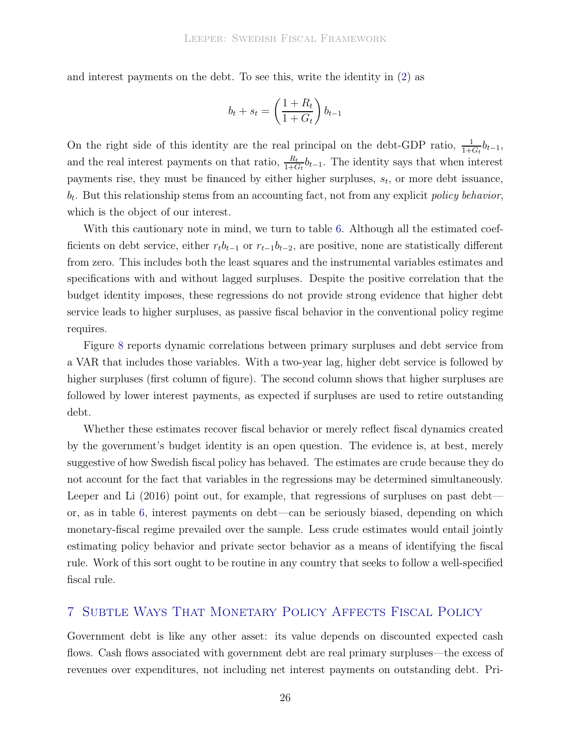and interest payments on the debt. To see this, write the identity in (2) as

$$b_t + s_t = \left(\frac{1+R_t}{1+G_t}\right) b_{t-1}$$

On the right side of this identity are the real principal on the debt-GDP ratio, $\frac{1}{1+G_t}b_{t-1}$, and the real interest payments on that ratio, $\frac{R_t}{1+G_t}b_{t-1}$. The identity says that when interest payments rise, they must be financed by either higher surpluses, $s_t$, or more debt issuance, $b_t$. But this relationship stems from an accounting fact, not from any explicit *policy behavior*, which is the object of our interest.

With this cautionary note in mind, we turn to table 6. Although all the estimated coefficients on debt service, either $r_t b_{t-1}$ or $r_{t-1} b_{t-2}$, are positive, none are statistically different from zero. This includes both the least squares and the instrumental variables estimates and specifications with and without lagged surpluses. Despite the positive correlation that the budget identity imposes, these regressions do not provide strong evidence that higher debt service leads to higher surpluses, as passive fiscal behavior in the conventional policy regime requires.

Figure 8 reports dynamic correlations between primary surpluses and debt service from a VAR that includes those variables. With a two-year lag, higher debt service is followed by higher surpluses (first column of figure). The second column shows that higher surpluses are followed by lower interest payments, as expected if surpluses are used to retire outstanding debt.

Whether these estimates recover fiscal behavior or merely reflect fiscal dynamics created by the government's budget identity is an open question. The evidence is, at best, merely suggestive of how Swedish fiscal policy has behaved. The estimates are crude because they do not account for the fact that variables in the regressions may be determined simultaneously. Leeper and Li (2016) point out, for example, that regressions of surpluses on past debt—or, as in table 6, interest payments on debt—can be seriously biased, depending on which monetary-fiscal regime prevailed over the sample. Less crude estimates would entail jointly estimating policy behavior and private sector behavior as a means of identifying the fiscal rule. Work of this sort ought to be routine in any country that seeks to follow a well-specified fiscal rule.

## 7 Subtle Ways That Monetary Policy Affects Fiscal Policy

Government debt is like any other asset: its value depends on discounted expected cash flows. Cash flows associated with government debt are real primary surpluses—the excess of revenues over expenditures, not including net interest payments on outstanding debt. Pri-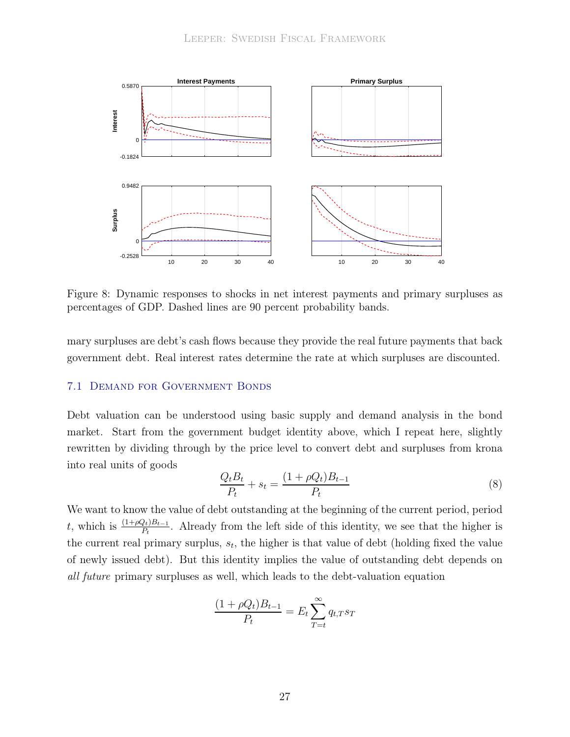Figure 8: Dynamic responses to shocks in net interest payments and primary surpluses as percentages of GDP. Dashed lines are 90 percent probability bands.

mary surpluses are debt's cash flows because they provide the real future payments that back government debt. Real interest rates determine the rate at which surpluses are discounted.

## 7.1 Demand for Government Bonds

Debt valuation can be understood using basic supply and demand analysis in the bond market. Start from the government budget identity above, which I repeat here, slightly rewritten by dividing through by the price level to convert debt and surpluses from krona into real units of goods

$$\frac{Q_t B_t}{P_t} + s_t = \frac{(1 + \rho Q_t) B_{t-1}}{P_t} \tag{8}$$

We want to know the value of debt outstanding at the beginning of the current period, period $t$, which is $\frac{(1+\rho Q_t)B_{t-1}}{P_t}$. Already from the left side of this identity, we see that the higher is the current real primary surplus, $s_t$, the higher is that value of debt (holding fixed the value of newly issued debt). But this identity implies the value of outstanding debt depends on *all future* primary surpluses as well, which leads to the debt-valuation equation

$$\frac{(1 + \rho Q_t) B_{t-1}}{P_t} = E_t \sum_{T=t}^{\infty} q_{t,T} s_T$$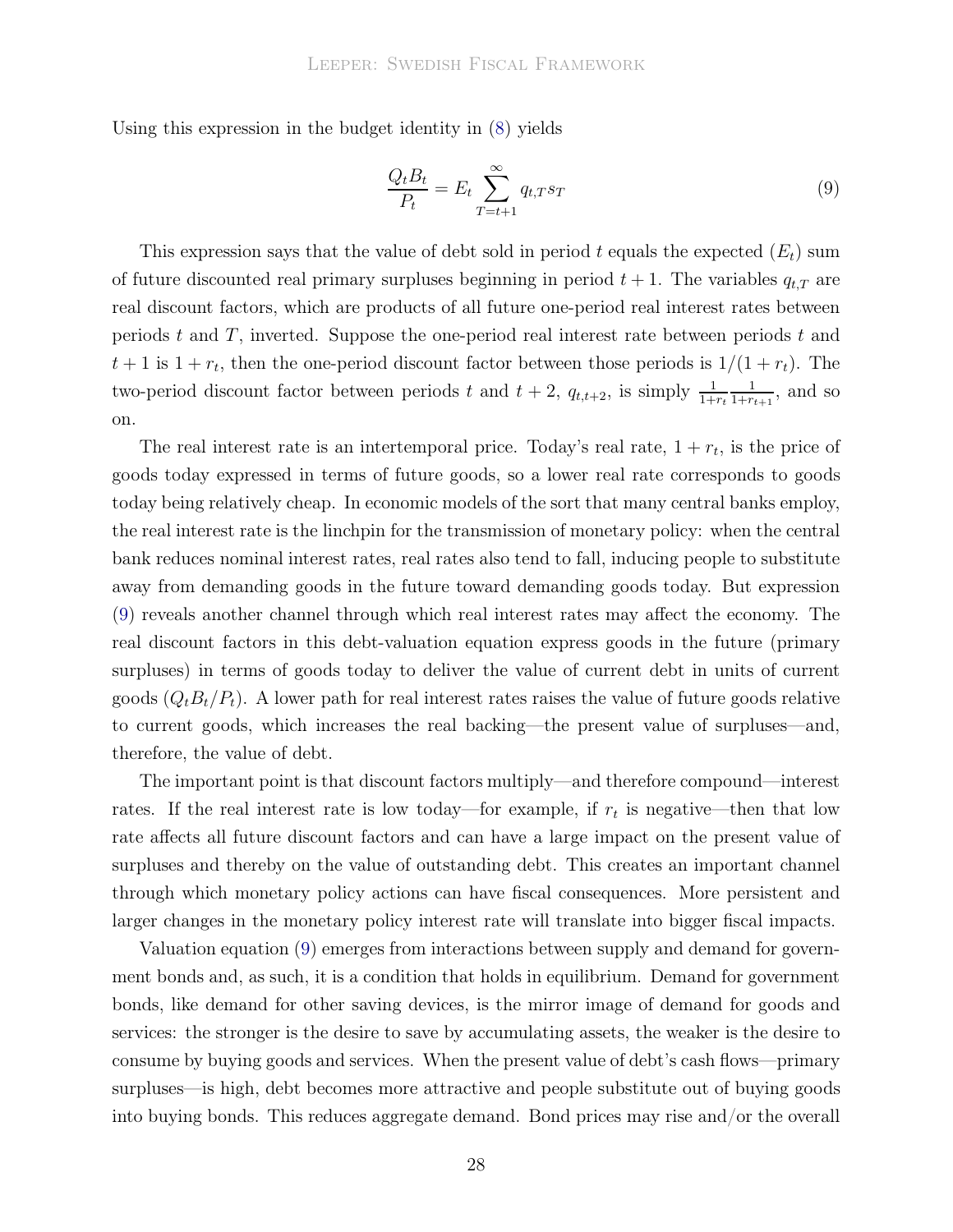Using this expression in the budget identity in (8) yields

$$\frac{Q_t B_t}{P_t} = E_t \sum_{T=t+1}^{\infty} q_{t,T} s_T \tag{9}$$

This expression says that the value of debt sold in period $t$ equals the expected ($E_t$) sum of future discounted real primary surpluses beginning in period $t+1$. The variables $q_{t,T}$ are real discount factors, which are products of all future one-period real interest rates between periods $t$ and $T$, inverted. Suppose the one-period real interest rate between periods $t$ and $t+1$ is $1+r_t$, then the one-period discount factor between those periods is $1/(1+r_t)$. The two-period discount factor between periods $t$ and $t+2$, $q_{t,t+2}$, is simply $\frac{1}{1+r_t}\frac{1}{1+r_{t+1}}$, and so on.

The real interest rate is an intertemporal price. Today's real rate, $1+r_t$, is the price of goods today expressed in terms of future goods, so a lower real rate corresponds to goods today being relatively cheap. In economic models of the sort that many central banks employ, the real interest rate is the linchpin for the transmission of monetary policy: when the central bank reduces nominal interest rates, real rates also tend to fall, inducing people to substitute away from demanding goods in the future toward demanding goods today. But expression (9) reveals another channel through which real interest rates may affect the economy. The real discount factors in this debt-valuation equation express goods in the future (primary surpluses) in terms of goods today to deliver the value of current debt in units of current goods ($Q_t B_t/P_t$). A lower path for real interest rates raises the value of future goods relative to current goods, which increases the real backing—the present value of surpluses—and, therefore, the value of debt.

The important point is that discount factors multiply—and therefore compound—interest rates. If the real interest rate is low today—for example, if $r_t$ is negative—then that low rate affects all future discount factors and can have a large impact on the present value of surpluses and thereby on the value of outstanding debt. This creates an important channel through which monetary policy actions can have fiscal consequences. More persistent and larger changes in the monetary policy interest rate will translate into bigger fiscal impacts.

Valuation equation (9) emerges from interactions between supply and demand for government bonds and, as such, it is a condition that holds in equilibrium. Demand for government bonds, like demand for other saving devices, is the mirror image of demand for goods and services: the stronger is the desire to save by accumulating assets, the weaker is the desire to consume by buying goods and services. When the present value of debt's cash flows—primary surpluses—is high, debt becomes more attractive and people substitute out of buying goods into buying bonds. This reduces aggregate demand. Bond prices may rise and/or the overall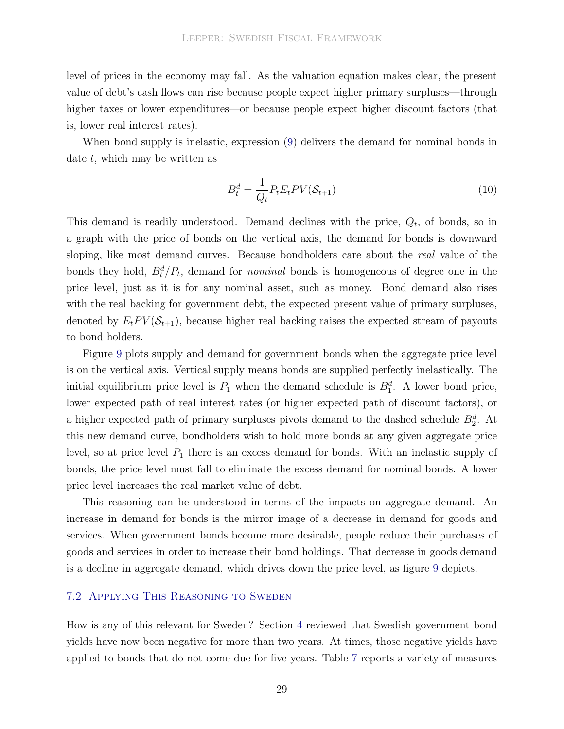level of prices in the economy may fall. As the valuation equation makes clear, the present value of debt's cash flows can rise because people expect higher primary surpluses—through higher taxes or lower expenditures—or because people expect higher discount factors (that is, lower real interest rates).

When bond supply is inelastic, expression (9) delivers the demand for nominal bonds in date $t$, which may be written as

$$B_t^d = \frac{1}{Q_t} P_t E_t PV(\mathcal{S}_{t+1}) \tag{10}$$

This demand is readily understood. Demand declines with the price, $Q_t$, of bonds, so in a graph with the price of bonds on the vertical axis, the demand for bonds is downward sloping, like most demand curves. Because bondholders care about the *real* value of the bonds they hold, $B_t^d/P_t$, demand for *nominal* bonds is homogeneous of degree one in the price level, just as it is for any nominal asset, such as money. Bond demand also rises with the real backing for government debt, the expected present value of primary surpluses, denoted by $E_t PV(\mathcal{S}_{t+1})$, because higher real backing raises the expected stream of payouts to bond holders.

Figure 9 plots supply and demand for government bonds when the aggregate price level is on the vertical axis. Vertical supply means bonds are supplied perfectly inelastically. The initial equilibrium price level is $P_1$ when the demand schedule is $B_1^d$. A lower bond price, lower expected path of real interest rates (or higher expected path of discount factors), or a higher expected path of primary surpluses pivots demand to the dashed schedule $B_2^d$. At this new demand curve, bondholders wish to hold more bonds at any given aggregate price level, so at price level $P_1$ there is an excess demand for bonds. With an inelastic supply of bonds, the price level must fall to eliminate the excess demand for nominal bonds. A lower price level increases the real market value of debt.

This reasoning can be understood in terms of the impacts on aggregate demand. An increase in demand for bonds is the mirror image of a decrease in demand for goods and services. When government bonds become more desirable, people reduce their purchases of goods and services in order to increase their bond holdings. That decrease in goods demand is a decline in aggregate demand, which drives down the price level, as figure 9 depicts.

### 7.2 Applying This Reasoning to Sweden

How is any of this relevant for Sweden? Section 4 reviewed that Swedish government bond yields have now been negative for more than two years. At times, those negative yields have applied to bonds that do not come due for five years. Table 7 reports a variety of measures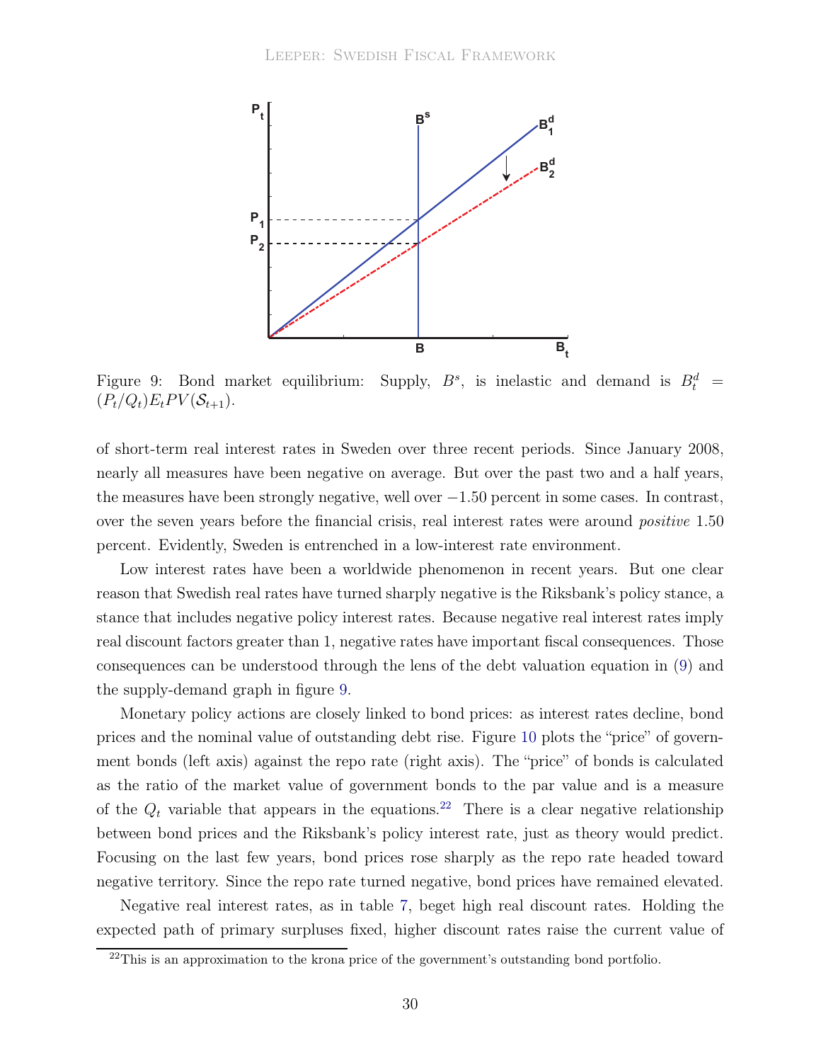Figure 9: Bond market equilibrium: Supply, $B^s$, is inelastic and demand is $B_t^d = (P_t/Q_t)E_t PV(\mathcal{S}_{t+1})$.

of short-term real interest rates in Sweden over three recent periods. Since January 2008, nearly all measures have been negative on average. But over the past two and a half years, the measures have been strongly negative, well over −1.50 percent in some cases. In contrast, over the seven years before the financial crisis, real interest rates were around *positive* 1.50 percent. Evidently, Sweden is entrenched in a low-interest rate environment.

Low interest rates have been a worldwide phenomenon in recent years. But one clear reason that Swedish real rates have turned sharply negative is the Riksbank's policy stance, a stance that includes negative policy interest rates. Because negative real interest rates imply real discount factors greater than 1, negative rates have important fiscal consequences. Those consequences can be understood through the lens of the debt valuation equation in (9) and the supply-demand graph in figure 9.

Monetary policy actions are closely linked to bond prices: as interest rates decline, bond prices and the nominal value of outstanding debt rise. Figure 10 plots the "price" of government bonds (left axis) against the repo rate (right axis). The "price" of bonds is calculated as the ratio of the market value of government bonds to the par value and is a measure of the $Q_t$ variable that appears in the equations.[22] There is a clear negative relationship between bond prices and the Riksbank's policy interest rate, just as theory would predict. Focusing on the last few years, bond prices rose sharply as the repo rate headed toward negative territory. Since the repo rate turned negative, bond prices have remained elevated.

Negative real interest rates, as in table 7, beget high real discount rates. Holding the expected path of primary surpluses fixed, higher discount rates raise the current value of

[22] This is an approximation to the krona price of the government's outstanding bond portfolio.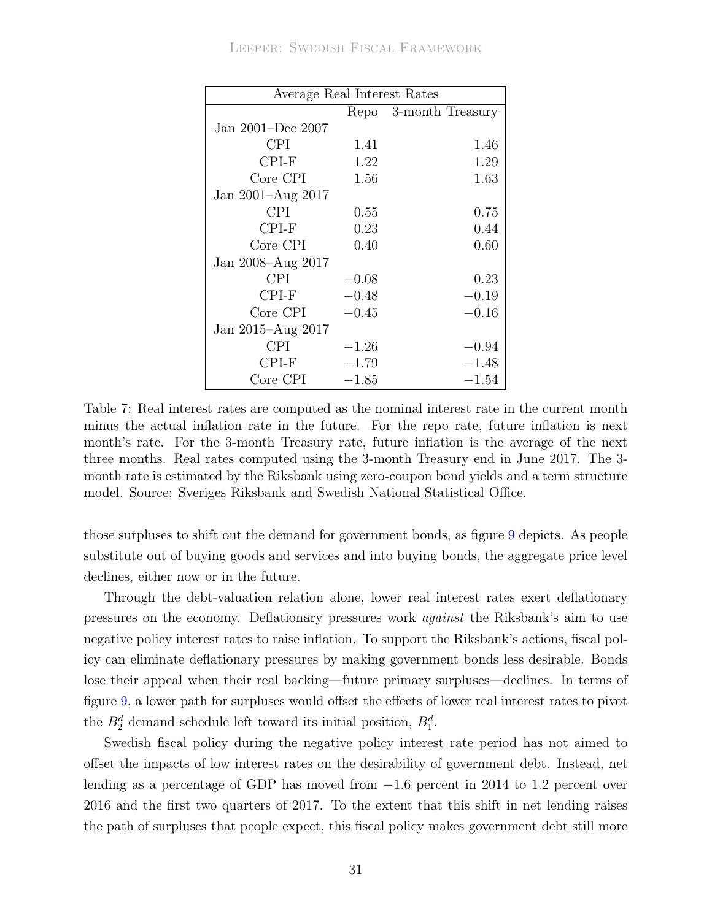| Average Real Interest Rates | | |
|---|---|---|
| | Repo | 3-month Treasury |
| Jan 2001–Dec 2007 | | |
| CPI | 1.41 | 1.46 |
| CPI-F | 1.22 | 1.29 |
| Core CPI | 1.56 | 1.63 |
| Jan 2001–Aug 2017 | | |
| CPI | 0.55 | 0.75 |
| CPI-F | 0.23 | 0.44 |
| Core CPI | 0.40 | 0.60 |
| Jan 2008–Aug 2017 | | |
| CPI | −0.08 | 0.23 |
| CPI-F | −0.48 | −0.19 |
| Core CPI | −0.45 | −0.16 |
| Jan 2015–Aug 2017 | | |
| CPI | −1.26 | −0.94 |
| CPI-F | −1.79 | −1.48 |
| Core CPI | −1.85 | −1.54 |

Table 7: Real interest rates are computed as the nominal interest rate in the current month minus the actual inflation rate in the future. For the repo rate, future inflation is next month's rate. For the 3-month Treasury rate, future inflation is the average of the next three months. Real rates computed using the 3-month Treasury end in June 2017. The 3-month rate is estimated by the Riksbank using zero-coupon bond yields and a term structure model. Source: Sveriges Riksbank and Swedish National Statistical Office.

those surpluses to shift out the demand for government bonds, as figure 9 depicts. As people substitute out of buying goods and services and into buying bonds, the aggregate price level declines, either now or in the future.

Through the debt-valuation relation alone, lower real interest rates exert deflationary pressures on the economy. Deflationary pressures work *against* the Riksbank's aim to use negative policy interest rates to raise inflation. To support the Riksbank's actions, fiscal policy can eliminate deflationary pressures by making government bonds less desirable. Bonds lose their appeal when their real backing—future primary surpluses—declines. In terms of figure 9, a lower path for surpluses would offset the effects of lower real interest rates to pivot the $B_2^d$ demand schedule left toward its initial position, $B_1^d$.

Swedish fiscal policy during the negative policy interest rate period has not aimed to offset the impacts of low interest rates on the desirability of government debt. Instead, net lending as a percentage of GDP has moved from −1.6 percent in 2014 to 1.2 percent over 2016 and the first two quarters of 2017. To the extent that this shift in net lending raises the path of surpluses that people expect, this fiscal policy makes government debt still more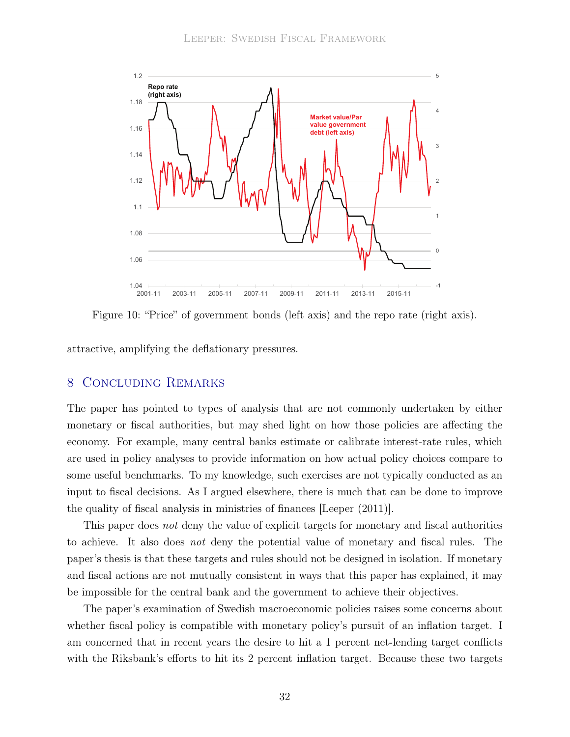Figure 10: "Price" of government bonds (left axis) and the repo rate (right axis).

attractive, amplifying the deflationary pressures.

## 8 Concluding Remarks

The paper has pointed to types of analysis that are not commonly undertaken by either monetary or fiscal authorities, but may shed light on how those policies are affecting the economy. For example, many central banks estimate or calibrate interest-rate rules, which are used in policy analyses to provide information on how actual policy choices compare to some useful benchmarks. To my knowledge, such exercises are not typically conducted as an input to fiscal decisions. As I argued elsewhere, there is much that can be done to improve the quality of fiscal analysis in ministries of finances [Leeper (2011)].

This paper does *not* deny the value of explicit targets for monetary and fiscal authorities to achieve. It also does *not* deny the potential value of monetary and fiscal rules. The paper's thesis is that these targets and rules should not be designed in isolation. If monetary and fiscal actions are not mutually consistent in ways that this paper has explained, it may be impossible for the central bank and the government to achieve their objectives.

The paper's examination of Swedish macroeconomic policies raises some concerns about whether fiscal policy is compatible with monetary policy's pursuit of an inflation target. I am concerned that in recent years the desire to hit a 1 percent net-lending target conflicts with the Riksbank's efforts to hit its 2 percent inflation target. Because these two targets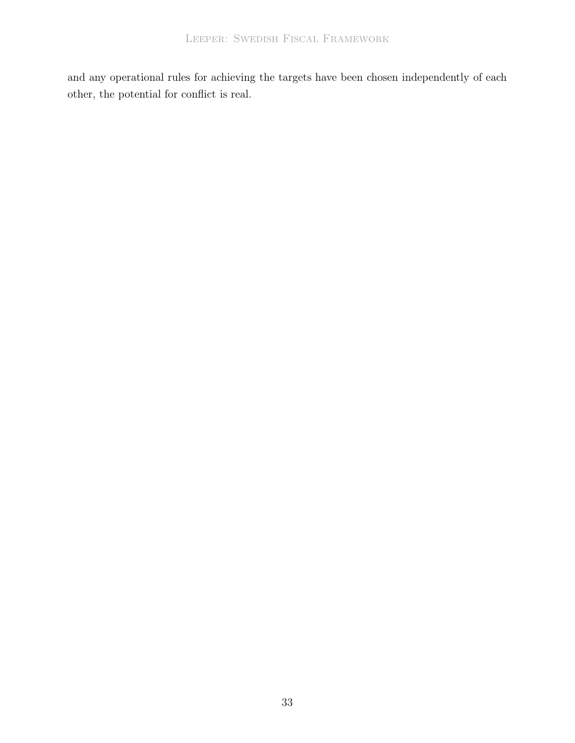and any operational rules for achieving the targets have been chosen independently of each other, the potential for conflict is real.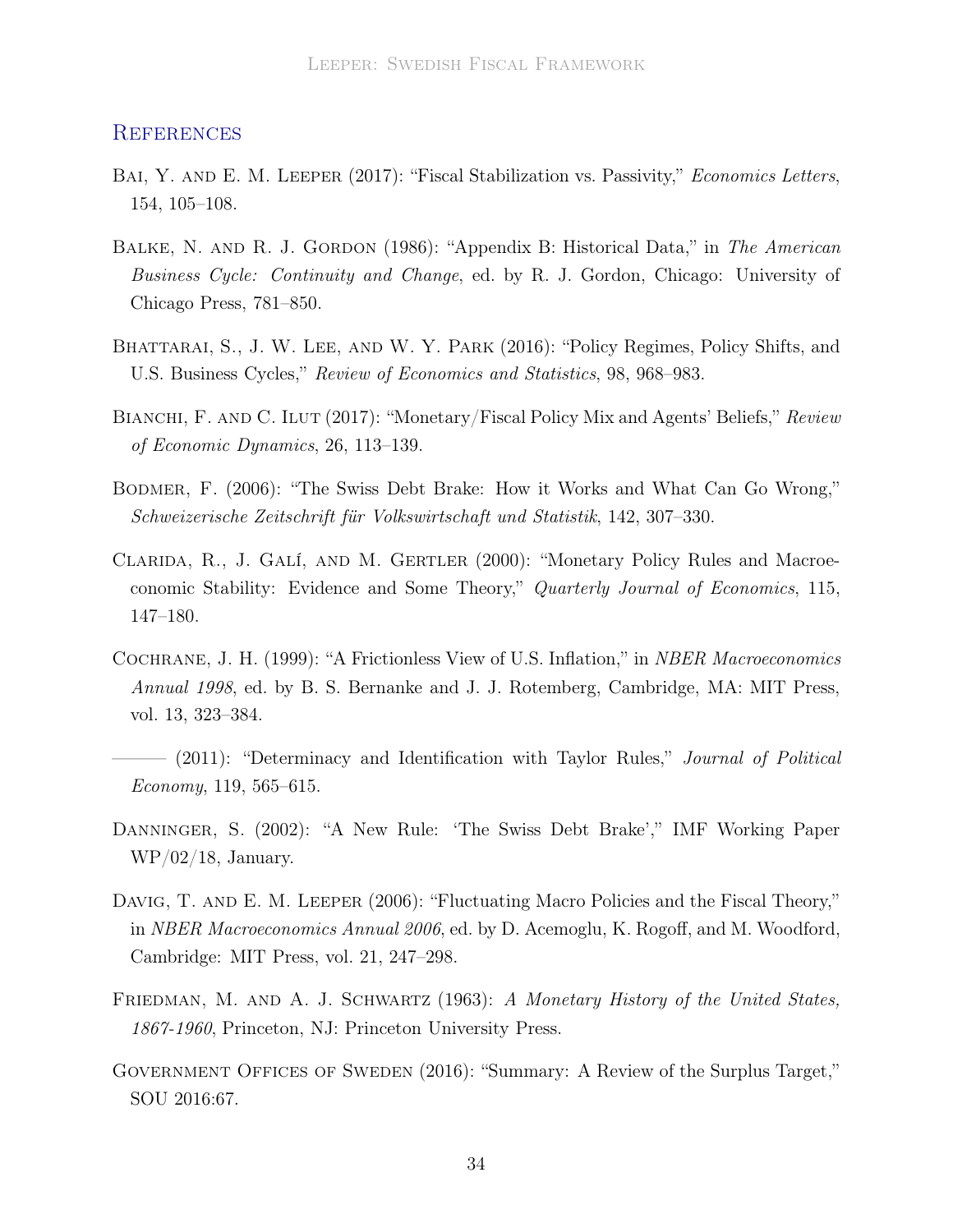## References

Bai, Y. and E. M. Leeper (2017): "Fiscal Stabilization vs. Passivity," *Economics Letters*, 154, 105–108.

Balke, N. and R. J. Gordon (1986): "Appendix B: Historical Data," in *The American Business Cycle: Continuity and Change*, ed. by R. J. Gordon, Chicago: University of Chicago Press, 781–850.

Bhattarai, S., J. W. Lee, and W. Y. Park (2016): "Policy Regimes, Policy Shifts, and U.S. Business Cycles," *Review of Economics and Statistics*, 98, 968–983.

Bianchi, F. and C. Ilut (2017): "Monetary/Fiscal Policy Mix and Agents' Beliefs," *Review of Economic Dynamics*, 26, 113–139.

Bodmer, F. (2006): "The Swiss Debt Brake: How it Works and What Can Go Wrong," *Schweizerische Zeitschrift für Volkswirtschaft und Statistik*, 142, 307–330.

Clarida, R., J. Galí, and M. Gertler (2000): "Monetary Policy Rules and Macroeconomic Stability: Evidence and Some Theory," *Quarterly Journal of Economics*, 115, 147–180.

Cochrane, J. H. (1999): "A Frictionless View of U.S. Inflation," in *NBER Macroeconomics Annual 1998*, ed. by B. S. Bernanke and J. J. Rotemberg, Cambridge, MA: MIT Press, vol. 13, 323–384.

——— (2011): "Determinacy and Identification with Taylor Rules," *Journal of Political Economy*, 119, 565–615.

Danninger, S. (2002): "A New Rule: 'The Swiss Debt Brake'," IMF Working Paper WP/02/18, January.

Davig, T. and E. M. Leeper (2006): "Fluctuating Macro Policies and the Fiscal Theory," in *NBER Macroeconomics Annual 2006*, ed. by D. Acemoglu, K. Rogoff, and M. Woodford, Cambridge: MIT Press, vol. 21, 247–298.

Friedman, M. and A. J. Schwartz (1963): *A Monetary History of the United States, 1867-1960*, Princeton, NJ: Princeton University Press.

Government Offices of Sweden (2016): "Summary: A Review of the Surplus Target," SOU 2016:67.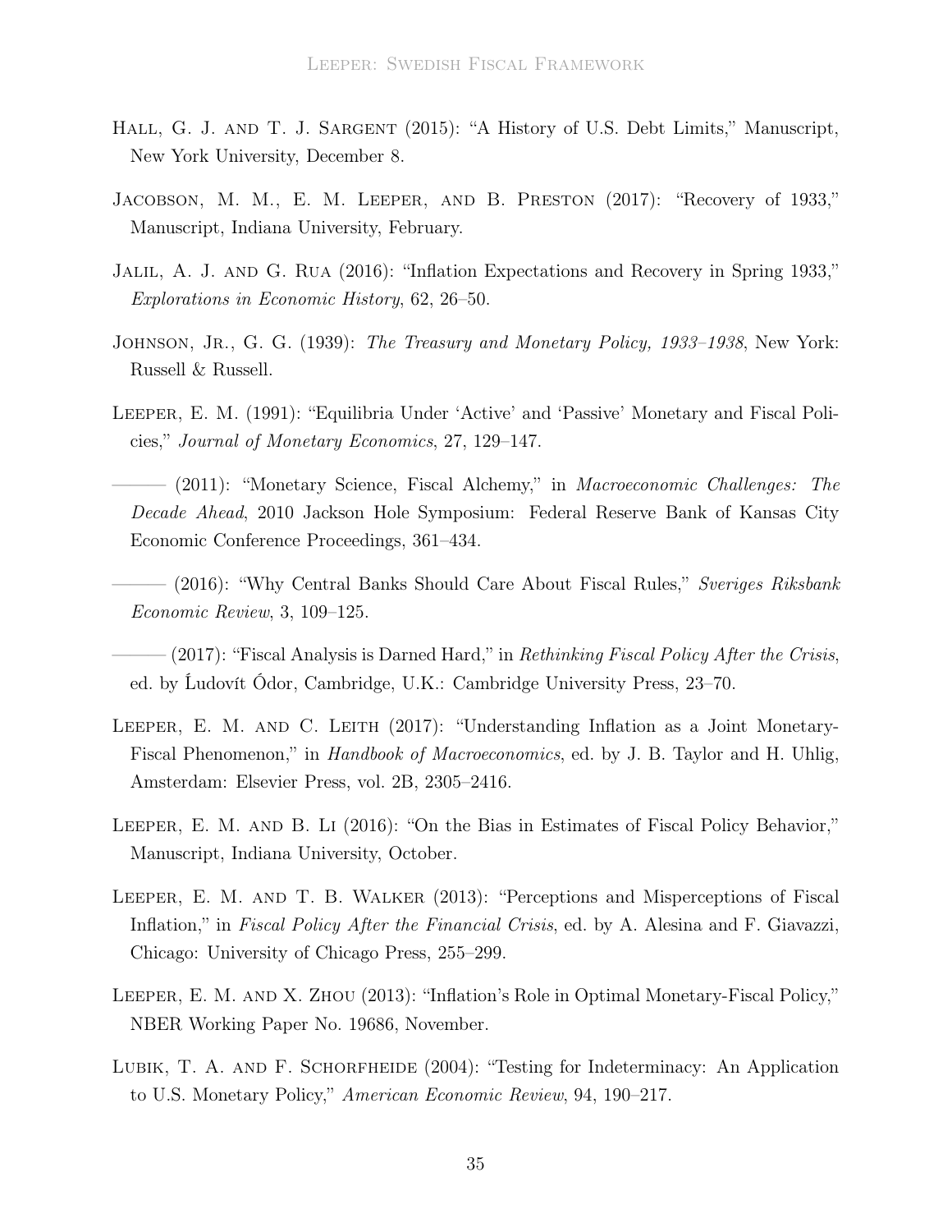Hall, G. J. and T. J. Sargent (2015): "A History of U.S. Debt Limits," Manuscript, New York University, December 8.

Jacobson, M. M., E. M. Leeper, and B. Preston (2017): "Recovery of 1933," Manuscript, Indiana University, February.

Jalil, A. J. and G. Rua (2016): "Inflation Expectations and Recovery in Spring 1933," *Explorations in Economic History*, 62, 26–50.

Johnson, Jr., G. G. (1939): *The Treasury and Monetary Policy, 1933–1938*, New York: Russell & Russell.

Leeper, E. M. (1991): "Equilibria Under 'Active' and 'Passive' Monetary and Fiscal Policies," *Journal of Monetary Economics*, 27, 129–147.

——— (2011): "Monetary Science, Fiscal Alchemy," in *Macroeconomic Challenges: The Decade Ahead*, 2010 Jackson Hole Symposium: Federal Reserve Bank of Kansas City Economic Conference Proceedings, 361–434.

——— (2016): "Why Central Banks Should Care About Fiscal Rules," *Sveriges Riksbank Economic Review*, 3, 109–125.

——— (2017): "Fiscal Analysis is Darned Hard," in *Rethinking Fiscal Policy After the Crisis*, ed. by Ĺudovít Ódor, Cambridge, U.K.: Cambridge University Press, 23–70.

Leeper, E. M. and C. Leith (2017): "Understanding Inflation as a Joint Monetary-Fiscal Phenomenon," in *Handbook of Macroeconomics*, ed. by J. B. Taylor and H. Uhlig, Amsterdam: Elsevier Press, vol. 2B, 2305–2416.

Leeper, E. M. and B. Li (2016): "On the Bias in Estimates of Fiscal Policy Behavior," Manuscript, Indiana University, October.

Leeper, E. M. and T. B. Walker (2013): "Perceptions and Misperceptions of Fiscal Inflation," in *Fiscal Policy After the Financial Crisis*, ed. by A. Alesina and F. Giavazzi, Chicago: University of Chicago Press, 255–299.

Leeper, E. M. and X. Zhou (2013): "Inflation's Role in Optimal Monetary-Fiscal Policy," NBER Working Paper No. 19686, November.

Lubik, T. A. and F. Schorfheide (2004): "Testing for Indeterminacy: An Application to U.S. Monetary Policy," *American Economic Review*, 94, 190–217.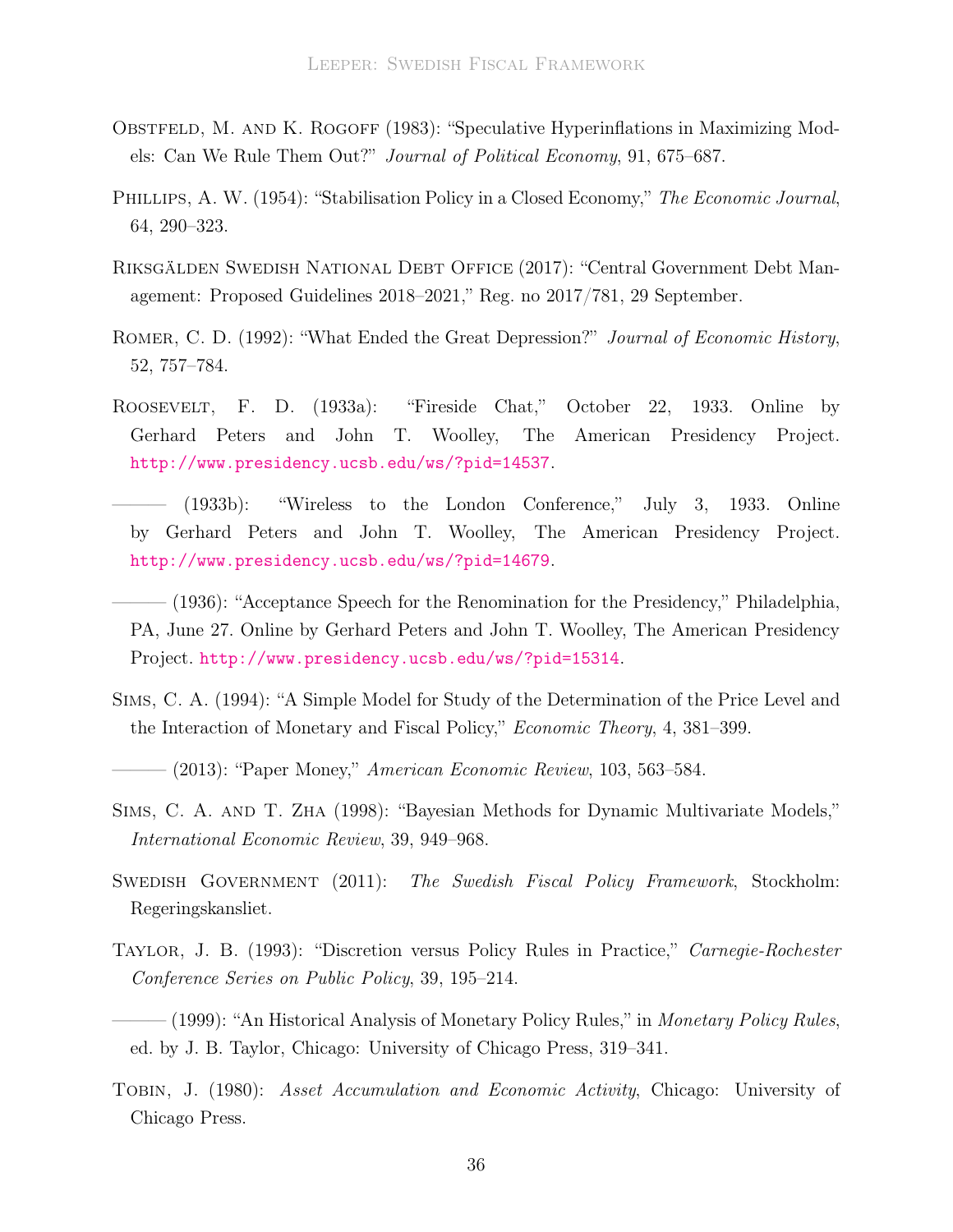Obstfeld, M. and K. Rogoff (1983): "Speculative Hyperinflations in Maximizing Models: Can We Rule Them Out?" *Journal of Political Economy*, 91, 675–687.

Phillips, A. W. (1954): "Stabilisation Policy in a Closed Economy," *The Economic Journal*, 64, 290–323.

Riksgälden Swedish National Debt Office (2017): "Central Government Debt Management: Proposed Guidelines 2018–2021," Reg. no 2017/781, 29 September.

Romer, C. D. (1992): "What Ended the Great Depression?" *Journal of Economic History*, 52, 757–784.

Roosevelt, F. D. (1933a): "Fireside Chat," October 22, 1933. Online by Gerhard Peters and John T. Woolley, The American Presidency Project. http://www.presidency.ucsb.edu/ws/?pid=14537.

——— (1933b): "Wireless to the London Conference," July 3, 1933. Online by Gerhard Peters and John T. Woolley, The American Presidency Project. http://www.presidency.ucsb.edu/ws/?pid=14679.

——— (1936): "Acceptance Speech for the Renomination for the Presidency," Philadelphia, PA, June 27. Online by Gerhard Peters and John T. Woolley, The American Presidency Project. http://www.presidency.ucsb.edu/ws/?pid=15314.

Sims, C. A. (1994): "A Simple Model for Study of the Determination of the Price Level and the Interaction of Monetary and Fiscal Policy," *Economic Theory*, 4, 381–399.

——— (2013): "Paper Money," *American Economic Review*, 103, 563–584.

Sims, C. A. and T. Zha (1998): "Bayesian Methods for Dynamic Multivariate Models," *International Economic Review*, 39, 949–968.

Swedish Government (2011): *The Swedish Fiscal Policy Framework*, Stockholm: Regeringskansliet.

Taylor, J. B. (1993): "Discretion versus Policy Rules in Practice," *Carnegie-Rochester Conference Series on Public Policy*, 39, 195–214.

——— (1999): "An Historical Analysis of Monetary Policy Rules," in *Monetary Policy Rules*, ed. by J. B. Taylor, Chicago: University of Chicago Press, 319–341.

Tobin, J. (1980): *Asset Accumulation and Economic Activity*, Chicago: University of Chicago Press.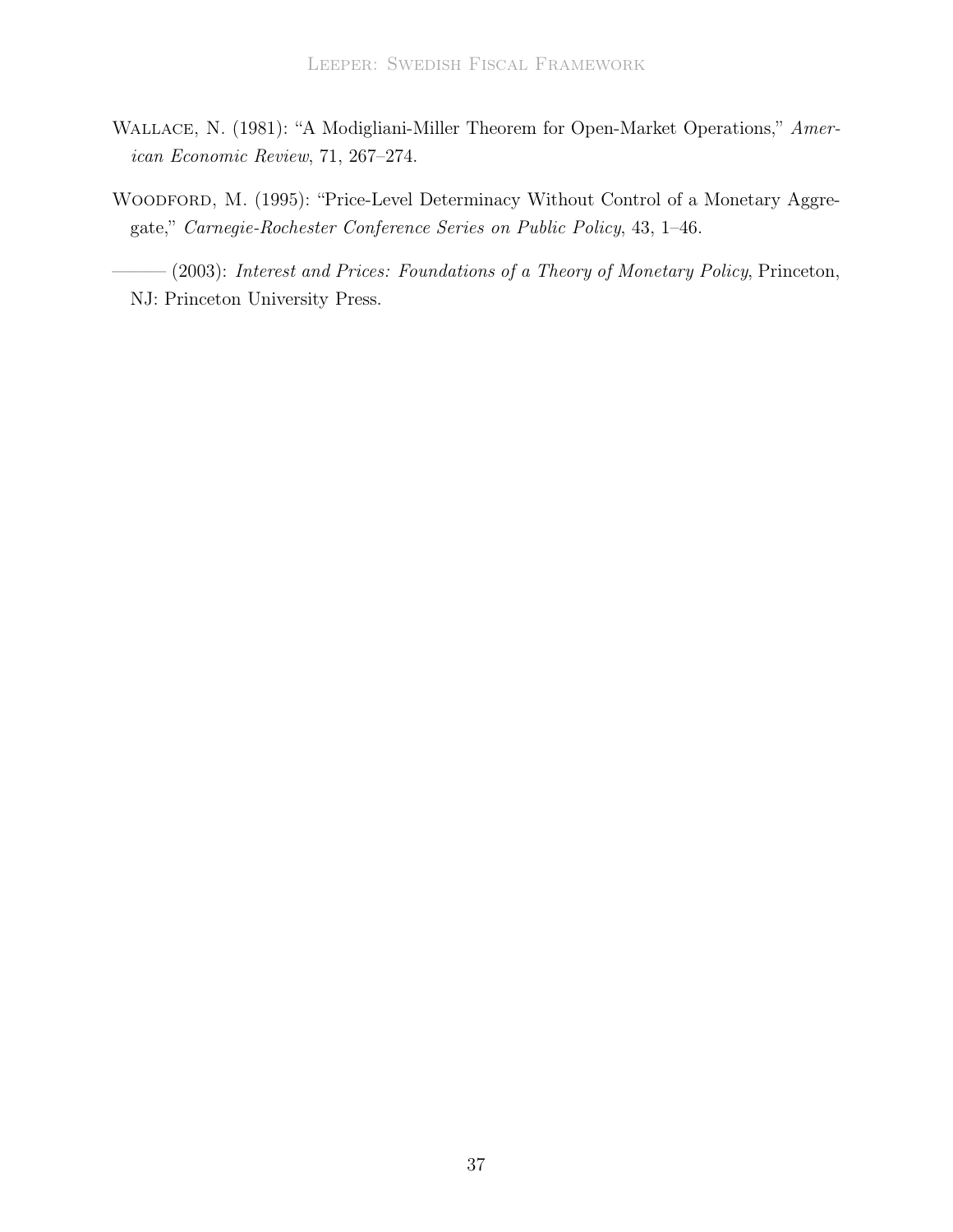Wallace, N. (1981): "A Modigliani-Miller Theorem for Open-Market Operations," *American Economic Review*, 71, 267–274.

Woodford, M. (1995): "Price-Level Determinacy Without Control of a Monetary Aggregate," *Carnegie-Rochester Conference Series on Public Policy*, 43, 1–46.

——— (2003): *Interest and Prices: Foundations of a Theory of Monetary Policy*, Princeton, NJ: Princeton University Press.